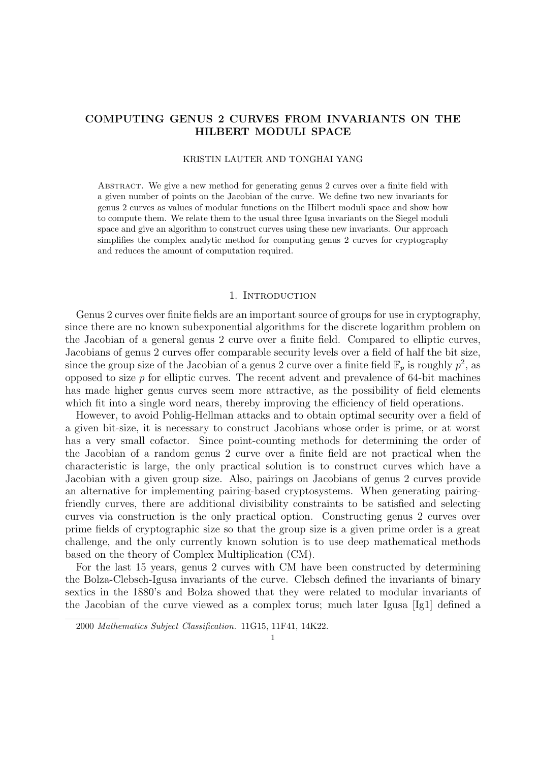# COMPUTING GENUS 2 CURVES FROM INVARIANTS ON THE HILBERT MODULI SPACE

KRISTIN LAUTER AND TONGHAI YANG

Abstract. We give a new method for generating genus 2 curves over a finite field with a given number of points on the Jacobian of the curve. We define two new invariants for genus 2 curves as values of modular functions on the Hilbert moduli space and show how to compute them. We relate them to the usual three Igusa invariants on the Siegel moduli space and give an algorithm to construct curves using these new invariants. Our approach simplifies the complex analytic method for computing genus 2 curves for cryptography and reduces the amount of computation required.

## 1. Introduction

Genus 2 curves over finite fields are an important source of groups for use in cryptography, since there are no known subexponential algorithms for the discrete logarithm problem on the Jacobian of a general genus 2 curve over a finite field. Compared to elliptic curves, Jacobians of genus 2 curves offer comparable security levels over a field of half the bit size, since the group size of the Jacobian of a genus 2 curve over a finite field $\mathbb{F}_p$ is roughly $p^2$, as opposed to size $p$ for elliptic curves. The recent advent and prevalence of 64-bit machines has made higher genus curves seem more attractive, as the possibility of field elements which fit into a single word nears, thereby improving the efficiency of field operations.

However, to avoid Pohlig-Hellman attacks and to obtain optimal security over a field of a given bit-size, it is necessary to construct Jacobians whose order is prime, or at worst has a very small cofactor. Since point-counting methods for determining the order of the Jacobian of a random genus 2 curve over a finite field are not practical when the characteristic is large, the only practical solution is to construct curves which have a Jacobian with a given group size. Also, pairings on Jacobians of genus 2 curves provide an alternative for implementing pairing-based cryptosystems. When generating pairing-friendly curves, there are additional divisibility constraints to be satisfied and selecting curves via construction is the only practical option. Constructing genus 2 curves over prime fields of cryptographic size so that the group size is a given prime order is a great challenge, and the only currently known solution is to use deep mathematical methods based on the theory of Complex Multiplication (CM).

For the last 15 years, genus 2 curves with CM have been constructed by determining the Bolza-Clebsch-Igusa invariants of the curve. Clebsch defined the invariants of binary sextics in the 1880's and Bolza showed that they were related to modular invariants of the Jacobian of the curve viewed as a complex torus; much later Igusa [Ig1] defined a

2000 *Mathematics Subject Classification.* 11G15, 11F41, 14K22.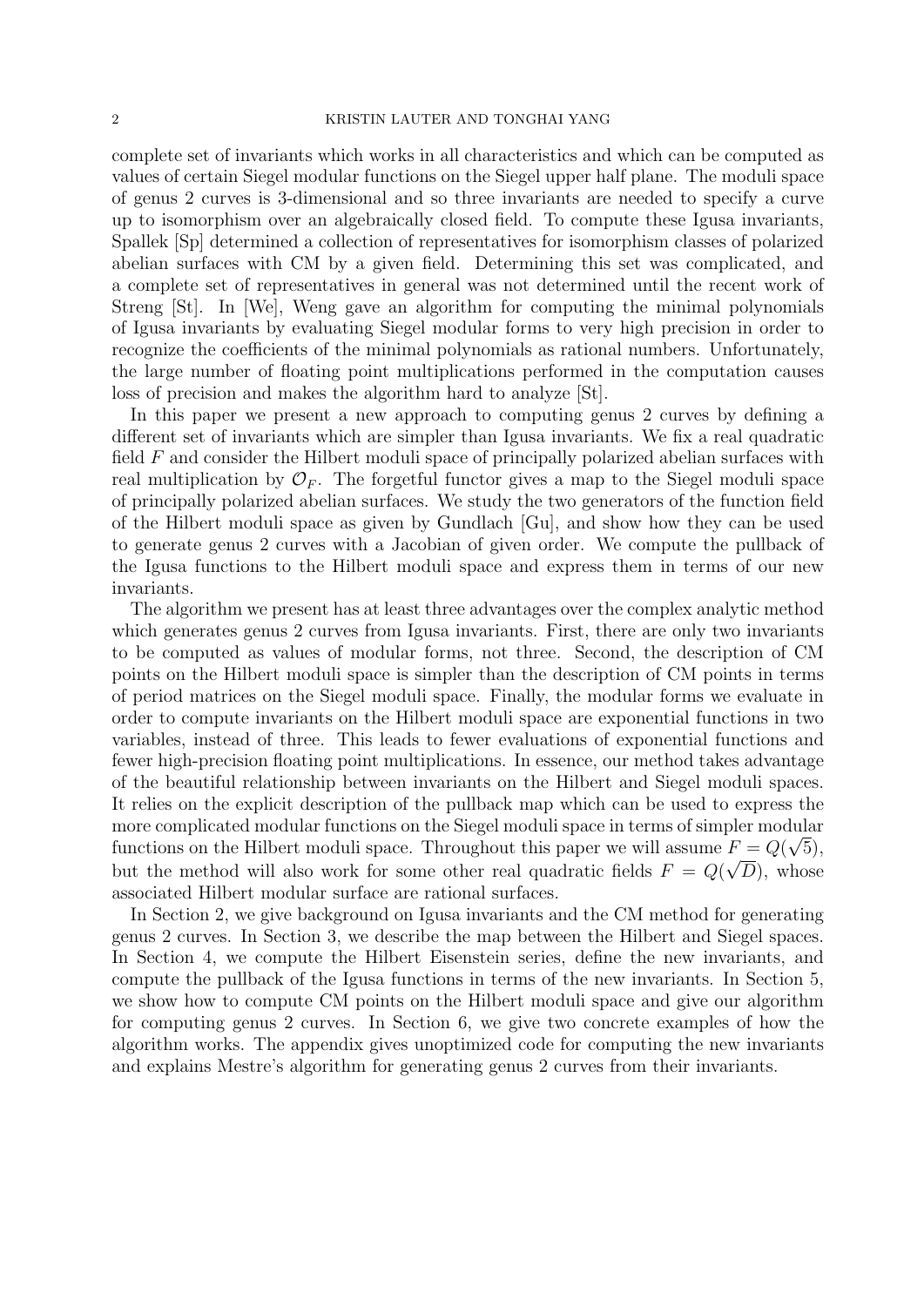complete set of invariants which works in all characteristics and which can be computed as values of certain Siegel modular functions on the Siegel upper half plane. The moduli space of genus 2 curves is 3-dimensional and so three invariants are needed to specify a curve up to isomorphism over an algebraically closed field. To compute these Igusa invariants, Spallek [Sp] determined a collection of representatives for isomorphism classes of polarized abelian surfaces with CM by a given field. Determining this set was complicated, and a complete set of representatives in general was not determined until the recent work of Streng [St]. In [We], Weng gave an algorithm for computing the minimal polynomials of Igusa invariants by evaluating Siegel modular forms to very high precision in order to recognize the coefficients of the minimal polynomials as rational numbers. Unfortunately, the large number of floating point multiplications performed in the computation causes loss of precision and makes the algorithm hard to analyze [St].

In this paper we present a new approach to computing genus 2 curves by defining a different set of invariants which are simpler than Igusa invariants. We fix a real quadratic field $F$ and consider the Hilbert moduli space of principally polarized abelian surfaces with real multiplication by $\mathcal{O}_F$. The forgetful functor gives a map to the Siegel moduli space of principally polarized abelian surfaces. We study the two generators of the function field of the Hilbert moduli space as given by Gundlach [Gu], and show how they can be used to generate genus 2 curves with a Jacobian of given order. We compute the pullback of the Igusa functions to the Hilbert moduli space and express them in terms of our new invariants.

The algorithm we present has at least three advantages over the complex analytic method which generates genus 2 curves from Igusa invariants. First, there are only two invariants to be computed as values of modular forms, not three. Second, the description of CM points on the Hilbert moduli space is simpler than the description of CM points in terms of period matrices on the Siegel moduli space. Finally, the modular forms we evaluate in order to compute invariants on the Hilbert moduli space are exponential functions in two variables, instead of three. This leads to fewer evaluations of exponential functions and fewer high-precision floating point multiplications. In essence, our method takes advantage of the beautiful relationship between invariants on the Hilbert and Siegel moduli spaces. It relies on the explicit description of the pullback map which can be used to express the more complicated modular functions on the Siegel moduli space in terms of simpler modular functions on the Hilbert moduli space. Throughout this paper we will assume $F = Q(\sqrt{5})$, but the method will also work for some other real quadratic fields $F = Q(\sqrt{D})$, whose associated Hilbert modular surface are rational surfaces.

In Section 2, we give background on Igusa invariants and the CM method for generating genus 2 curves. In Section 3, we describe the map between the Hilbert and Siegel spaces. In Section 4, we compute the Hilbert Eisenstein series, define the new invariants, and compute the pullback of the Igusa functions in terms of the new invariants. In Section 5, we show how to compute CM points on the Hilbert moduli space and give our algorithm for computing genus 2 curves. In Section 6, we give two concrete examples of how the algorithm works. The appendix gives unoptimized code for computing the new invariants and explains Mestre's algorithm for generating genus 2 curves from their invariants.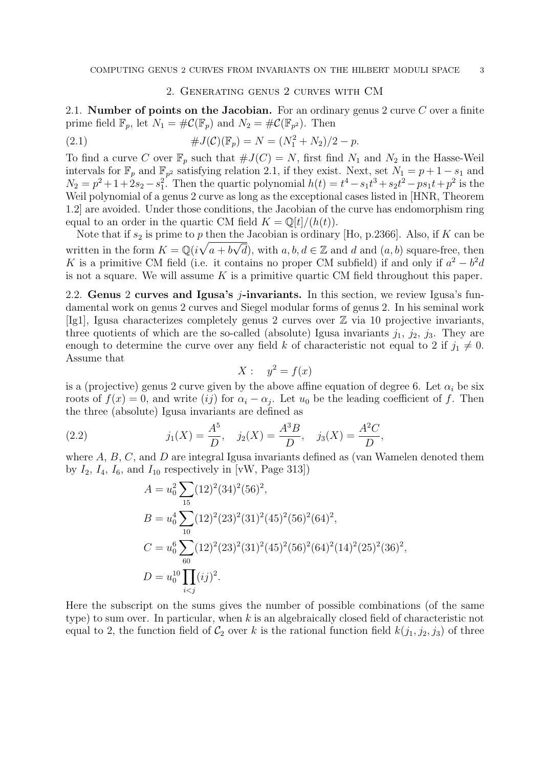## 2. Generating genus 2 curves with CM

**2.1. Number of points on the Jacobian.** For an ordinary genus 2 curve $C$ over a finite prime field $\mathbb{F}_p$, let $N_1 = \#\mathcal{C}(\mathbb{F}_p)$ and $N_2 = \#\mathcal{C}(\mathbb{F}_{p^2})$. Then

$$\#J(\mathcal{C})(\mathbb{F}_p) = N = (N_1^2 + N_2)/2 - p. \tag{2.1}$$

To find a curve $C$ over $\mathbb{F}_p$ such that $\#J(C) = N$, first find $N_1$ and $N_2$ in the Hasse-Weil intervals for $\mathbb{F}_p$ and $\mathbb{F}_{p^2}$ satisfying relation 2.1, if they exist. Next, set $N_1 = p + 1 - s_1$ and $N_2 = p^2 + 1 + 2s_2 - s_1^2$. Then the quartic polynomial $h(t) = t^4 - s_1 t^3 + s_2 t^2 - p s_1 t + p^2$ is the Weil polynomial of a genus 2 curve as long as the exceptional cases listed in [HNR, Theorem 1.2] are avoided. Under those conditions, the Jacobian of the curve has endomorphism ring equal to an order in the quartic CM field $K = \mathbb{Q}[t]/(h(t))$.

Note that if $s_2$ is prime to $p$ then the Jacobian is ordinary [Ho, p.2366]. Also, if $K$ can be written in the form $K = \mathbb{Q}(i\sqrt{a + b\sqrt{d}})$, with $a, b, d \in \mathbb{Z}$ and $d$ and $(a, b)$ square-free, then $K$ is a primitive CM field (i.e. it contains no proper CM subfield) if and only if $a^2 - b^2 d$ is not a square. We will assume $K$ is a primitive quartic CM field throughout this paper.

**2.2. Genus 2 curves and Igusa's $j$-invariants.** In this section, we review Igusa's fundamental work on genus 2 curves and Siegel modular forms of genus 2. In his seminal work [Ig1], Igusa characterizes completely genus 2 curves over $\mathbb{Z}$ via 10 projective invariants, three quotients of which are the so-called (absolute) Igusa invariants $j_1$, $j_2$, $j_3$. They are enough to determine the curve over any field $k$ of characteristic not equal to 2 if $j_1 \neq 0$. Assume that

$$X: \quad y^2 = f(x)$$

is a (projective) genus 2 curve given by the above affine equation of degree 6. Let $\alpha_i$ be six roots of $f(x) = 0$, and write $(ij)$ for $\alpha_i - \alpha_j$. Let $u_0$ be the leading coefficient of $f$. Then the three (absolute) Igusa invariants are defined as

$$j_1(X) = \frac{A^5}{D}, \quad j_2(X) = \frac{A^3 B}{D}, \quad j_3(X) = \frac{A^2 C}{D}, \tag{2.2}$$

where $A$, $B$, $C$, and $D$ are integral Igusa invariants defined as (van Wamelen denoted them by $I_2$, $I_4$, $I_6$, and $I_{10}$ respectively in [vW, Page 313])

$$A = u_0^2 \sum_{15} (12)^2 (34)^2 (56)^2,$$

$$B = u_0^4 \sum_{10} (12)^2 (23)^2 (31)^2 (45)^2 (56)^2 (64)^2,$$

$$C = u_0^6 \sum_{60} (12)^2 (23)^2 (31)^2 (45)^2 (56)^2 (64)^2 (14)^2 (25)^2 (36)^2,$$

$$D = u_0^{10} \prod_{i<j} (ij)^2.$$

Here the subscript on the sums gives the number of possible combinations (of the same type) to sum over. In particular, when $k$ is an algebraically closed field of characteristic not equal to 2, the function field of $\mathcal{C}_2$ over $k$ is the rational function field $k(j_1, j_2, j_3)$ of three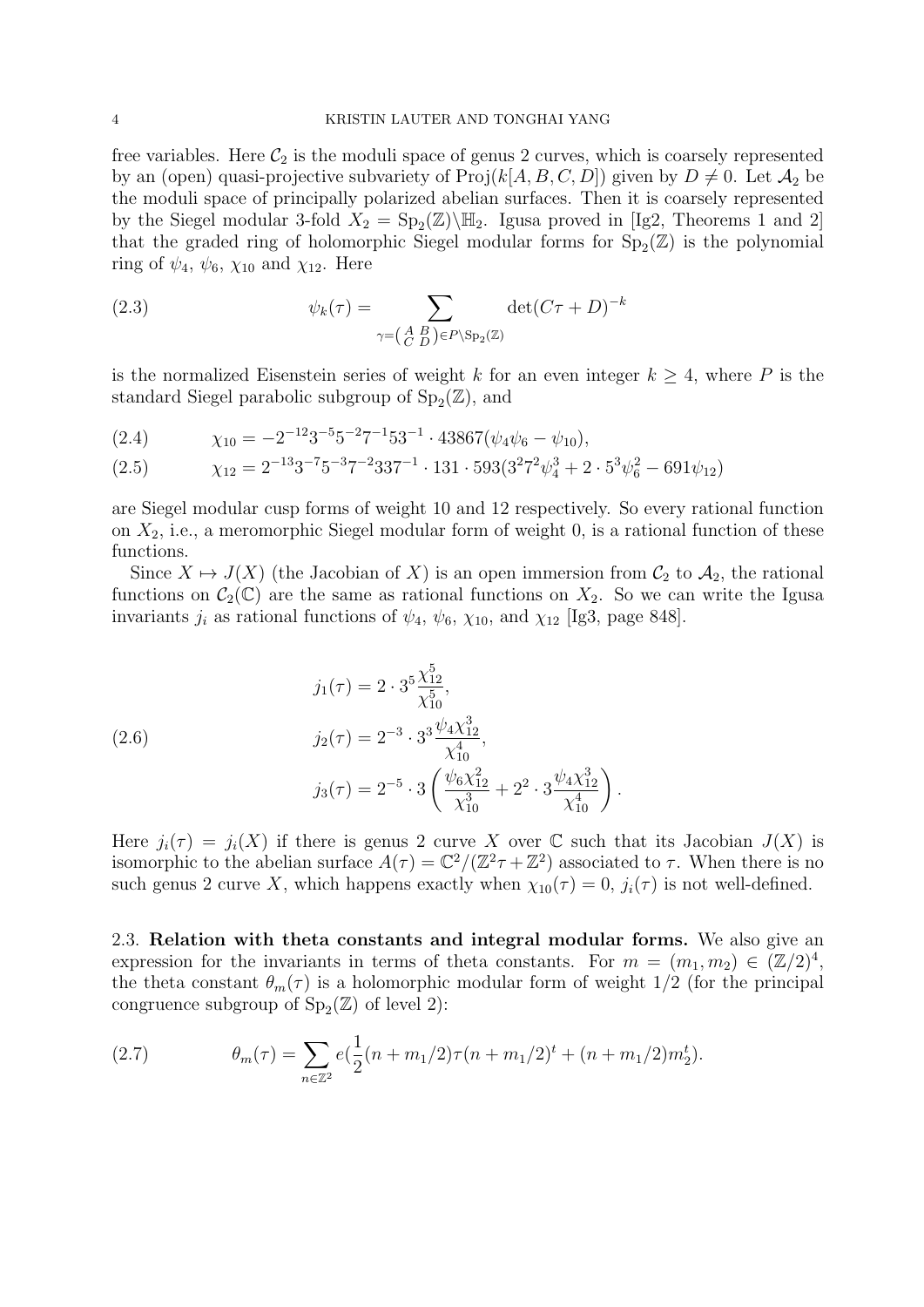free variables. Here $\mathcal{C}_2$ is the moduli space of genus 2 curves, which is coarsely represented by an (open) quasi-projective subvariety of $\mathrm{Proj}(k[A, B, C, D])$ given by $D \neq 0$. Let $\mathcal{A}_2$ be the moduli space of principally polarized abelian surfaces. Then it is coarsely represented by the Siegel modular 3-fold $X_2 = \mathrm{Sp}_2(\mathbb{Z})\backslash\mathbb{H}_2$. Igusa proved in [Ig2, Theorems 1 and 2] that the graded ring of holomorphic Siegel modular forms for $\mathrm{Sp}_2(\mathbb{Z})$ is the polynomial ring of $\psi_4$, $\psi_6$, $\chi_{10}$ and $\chi_{12}$. Here

$$\psi_k(\tau) = \sum_{\gamma = \left(\begin{smallmatrix} A & B \\ C & D \end{smallmatrix}\right) \in P\backslash \mathrm{Sp}_2(\mathbb{Z})} \det(C\tau + D)^{-k} \tag{2.3}$$

is the normalized Eisenstein series of weight $k$ for an even integer $k \geq 4$, where $P$ is the standard Siegel parabolic subgroup of $\mathrm{Sp}_2(\mathbb{Z})$, and

$$\chi_{10} = -2^{-12}3^{-5}5^{-2}7^{-1}53^{-1} \cdot 43867(\psi_4\psi_6 - \psi_{10}), \tag{2.4}$$

$$\chi_{12} = 2^{-13}3^{-7}5^{-3}7^{-2}337^{-1} \cdot 131 \cdot 593(3^2 7^2 \psi_4^3 + 2 \cdot 5^3 \psi_6^2 - 691\psi_{12}) \tag{2.5}$$

are Siegel modular cusp forms of weight 10 and 12 respectively. So every rational function on $X_2$, i.e., a meromorphic Siegel modular form of weight 0, is a rational function of these functions.

Since $X \mapsto J(X)$ (the Jacobian of $X$) is an open immersion from $\mathcal{C}_2$ to $\mathcal{A}_2$, the rational functions on $\mathcal{C}_2(\mathbb{C})$ are the same as rational functions on $X_2$. So we can write the Igusa invariants $j_i$ as rational functions of $\psi_4$, $\psi_6$, $\chi_{10}$, and $\chi_{12}$ [Ig3, page 848].

$$\begin{aligned} j_1(\tau) &= 2 \cdot 3^5 \frac{\chi_{12}^5}{\chi_{10}^5}, \\ j_2(\tau) &= 2^{-3} \cdot 3^3 \frac{\psi_4 \chi_{12}^3}{\chi_{10}^4}, \\ j_3(\tau) &= 2^{-5} \cdot 3 \left( \frac{\psi_6 \chi_{12}^2}{\chi_{10}^3} + 2^2 \cdot 3 \frac{\psi_4 \chi_{12}^3}{\chi_{10}^4} \right). \end{aligned} \tag{2.6}$$

Here $j_i(\tau) = j_i(X)$ if there is genus 2 curve $X$ over $\mathbb{C}$ such that its Jacobian $J(X)$ is isomorphic to the abelian surface $A(\tau) = \mathbb{C}^2/(\mathbb{Z}^2\tau + \mathbb{Z}^2)$ associated to $\tau$. When there is no such genus 2 curve $X$, which happens exactly when $\chi_{10}(\tau) = 0$, $j_i(\tau)$ is not well-defined.

2.3. **Relation with theta constants and integral modular forms.** We also give an expression for the invariants in terms of theta constants. For $m = (m_1, m_2) \in (\mathbb{Z}/2)^4$, the theta constant $\theta_m(\tau)$ is a holomorphic modular form of weight 1/2 (for the principal congruence subgroup of $\mathrm{Sp}_2(\mathbb{Z})$ of level 2):

$$\theta_m(\tau) = \sum_{n \in \mathbb{Z}^2} e\left(\frac{1}{2}(n + m_1/2)\tau(n + m_1/2)^t + (n + m_1/2)m_2^t\right). \tag{2.7}$$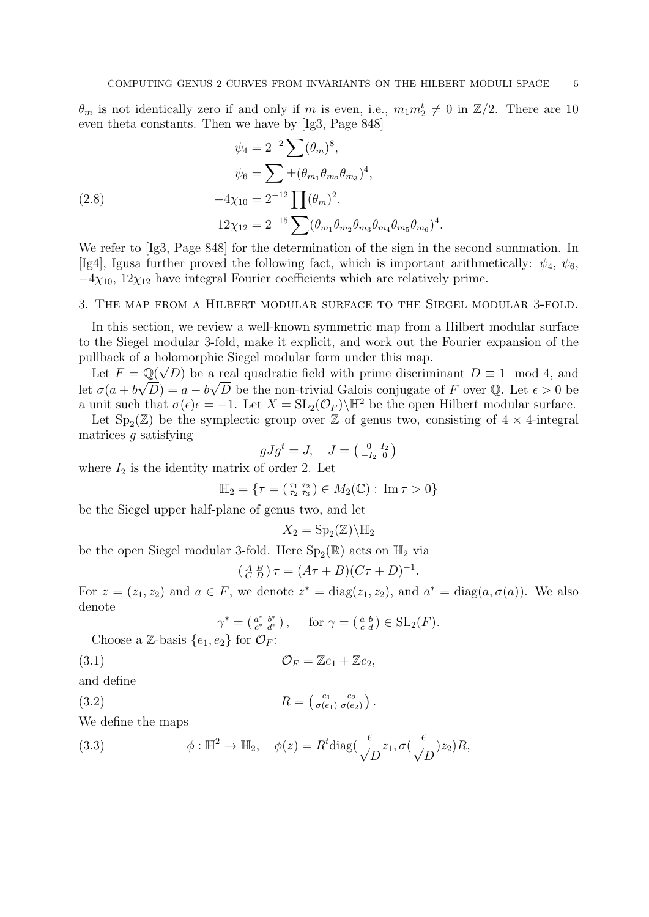$\theta_m$ is not identically zero if and only if $m$ is even, i.e., $m_1 m_2^t \neq 0$ in $\mathbb{Z}/2$. There are 10 even theta constants. Then we have by [Ig3, Page 848]

$$
\begin{aligned}
\psi_4 &= 2^{-2} \sum (\theta_m)^8, \\
\psi_6 &= \sum \pm (\theta_{m_1}\theta_{m_2}\theta_{m_3})^4, \\
-4\chi_{10} &= 2^{-12} \prod (\theta_m)^2, \\
12\chi_{12} &= 2^{-15} \sum (\theta_{m_1}\theta_{m_2}\theta_{m_3}\theta_{m_4}\theta_{m_5}\theta_{m_6})^4.
\end{aligned} \tag{2.8}
$$

We refer to [Ig3, Page 848] for the determination of the sign in the second summation. In [Ig4], Igusa further proved the following fact, which is important arithmetically: $\psi_4$, $\psi_6$, $-4\chi_{10}$, $12\chi_{12}$ have integral Fourier coefficients which are relatively prime.

## 3. The map from a Hilbert modular surface to the Siegel modular 3-fold.

In this section, we review a well-known symmetric map from a Hilbert modular surface to the Siegel modular 3-fold, make it explicit, and work out the Fourier expansion of the pullback of a holomorphic Siegel modular form under this map.

Let $F = \mathbb{Q}(\sqrt{D})$ be a real quadratic field with prime discriminant $D \equiv 1 \mod 4$, and let $\sigma(a + b\sqrt{D}) = a - b\sqrt{D}$ be the non-trivial Galois conjugate of $F$ over $\mathbb{Q}$. Let $\epsilon > 0$ be a unit such that $\sigma(\epsilon)\epsilon = -1$. Let $X = \mathrm{SL}_2(\mathcal{O}_F)\backslash\mathbb{H}^2$ be the open Hilbert modular surface.

Let $\mathrm{Sp}_2(\mathbb{Z})$ be the symplectic group over $\mathbb{Z}$ of genus two, consisting of $4 \times 4$-integral matrices $g$ satisfying

$$g J g^t = J, \quad J = \begin{pmatrix} 0 & I_2 \\ -I_2 & 0 \end{pmatrix}$$

where $I_2$ is the identity matrix of order 2. Let

$$\mathbb{H}_2 = \{\tau = \begin{pmatrix} \tau_1 & \tau_2 \\ \tau_2 & \tau_3 \end{pmatrix} \in M_2(\mathbb{C}) : \operatorname{Im} \tau > 0\}$$

be the Siegel upper half-plane of genus two, and let

$$X_2 = \mathrm{Sp}_2(\mathbb{Z})\backslash\mathbb{H}_2$$

be the open Siegel modular 3-fold. Here $\mathrm{Sp}_2(\mathbb{R})$ acts on $\mathbb{H}_2$ via

$$\begin{pmatrix} A & B \\ C & D \end{pmatrix} \tau = (A\tau + B)(C\tau + D)^{-1}.$$

For $z = (z_1, z_2)$ and $a \in F$, we denote $z^* = \mathrm{diag}(z_1, z_2)$, and $a^* = \mathrm{diag}(a, \sigma(a))$. We also denote

$$\gamma^* = \begin{pmatrix} a^* & b^* \\ c^* & d^* \end{pmatrix}, \qquad \text{for } \gamma = \begin{pmatrix} a & b \\ c & d \end{pmatrix} \in \mathrm{SL}_2(F).$$

Choose a $\mathbb{Z}$-basis $\{e_1, e_2\}$ for $\mathcal{O}_F$:

$$\mathcal{O}_F = \mathbb{Z}e_1 + \mathbb{Z}e_2, \tag{3.1}$$

and define

$$R = \begin{pmatrix} e_1 & e_2 \\ \sigma(e_1) & \sigma(e_2) \end{pmatrix}. \tag{3.2}$$

We define the maps

$$\phi : \mathbb{H}^2 \to \mathbb{H}_2, \quad \phi(z) = R^t \mathrm{diag}(\frac{\epsilon}{\sqrt{D}} z_1, \sigma(\frac{\epsilon}{\sqrt{D}}) z_2) R, \tag{3.3}$$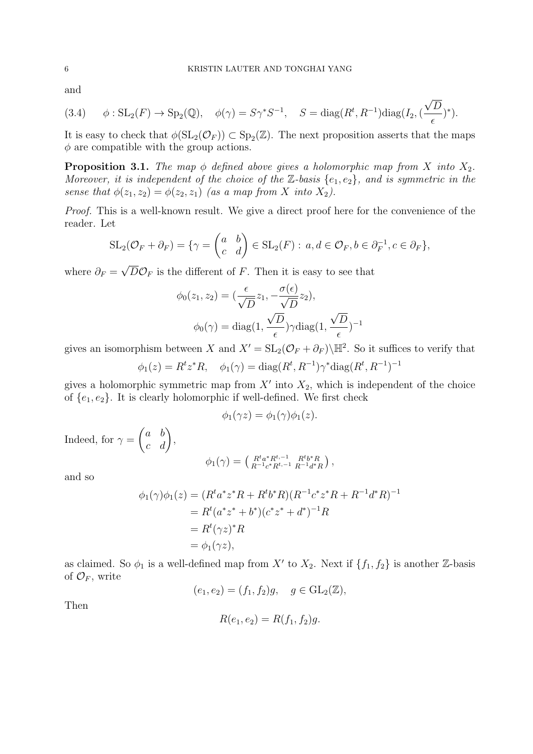and

$$(3.4) \qquad \phi : \mathrm{SL}_2(F) \to \mathrm{Sp}_2(\mathbb{Q}), \quad \phi(\gamma) = S\gamma^* S^{-1}, \quad S = \mathrm{diag}(R^t, R^{-1})\mathrm{diag}(I_2, (\frac{\sqrt{D}}{\epsilon})^*).$$

It is easy to check that $\phi(\mathrm{SL}_2(\mathcal{O}_F)) \subset \mathrm{Sp}_2(\mathbb{Z})$. The next proposition asserts that the maps $\phi$ are compatible with the group actions.

**Proposition 3.1.** *The map $\phi$ defined above gives a holomorphic map from $X$ into $X_2$. Moreover, it is independent of the choice of the $\mathbb{Z}$-basis $\{e_1, e_2\}$, and is symmetric in the sense that $\phi(z_1, z_2) = \phi(z_2, z_1)$ (as a map from $X$ into $X_2$).*

*Proof.* This is a well-known result. We give a direct proof here for the convenience of the reader. Let

$$\mathrm{SL}_2(\mathcal{O}_F + \partial_F) = \{\gamma = \begin{pmatrix} a & b \\ c & d \end{pmatrix} \in \mathrm{SL}_2(F) : \, a, d \in \mathcal{O}_F, b \in \partial_F^{-1}, c \in \partial_F\},$$

where $\partial_F = \sqrt{D}\mathcal{O}_F$ is the different of $F$. Then it is easy to see that

$$\phi_0(z_1, z_2) = (\frac{\epsilon}{\sqrt{D}} z_1, -\frac{\sigma(\epsilon)}{\sqrt{D}} z_2),$$

$$\phi_0(\gamma) = \mathrm{diag}(1, \frac{\sqrt{D}}{\epsilon})\gamma \mathrm{diag}(1, \frac{\sqrt{D}}{\epsilon})^{-1}$$

gives an isomorphism between $X$ and $X' = \mathrm{SL}_2(\mathcal{O}_F + \partial_F)\backslash \mathbb{H}^2$. So it suffices to verify that

$$\phi_1(z) = R^t z^* R, \quad \phi_1(\gamma) = \mathrm{diag}(R^t, R^{-1})\gamma^* \mathrm{diag}(R^t, R^{-1})^{-1}$$

gives a holomorphic symmetric map from $X'$ into $X_2$, which is independent of the choice of $\{e_1, e_2\}$. It is clearly holomorphic if well-defined. We first check

$$\phi_1(\gamma z) = \phi_1(\gamma)\phi_1(z).$$

Indeed, for $\gamma = \begin{pmatrix} a & b \\ c & d \end{pmatrix}$,

$$\phi_1(\gamma) = \begin{pmatrix} R^t a^* R^{t,-1} & R^t b^* R \\ R^{-1} c^* R^{t,-1} & R^{-1} d^* R \end{pmatrix},$$

and so

$$\begin{aligned}
\phi_1(\gamma)\phi_1(z) &= (R^t a^* z^* R + R^t b^* R)(R^{-1} c^* z^* R + R^{-1} d^* R)^{-1} \\
&= R^t (a^* z^* + b^*)(c^* z^* + d^*)^{-1} R \\
&= R^t (\gamma z)^* R \\
&= \phi_1(\gamma z),
\end{aligned}$$

as claimed. So $\phi_1$ is a well-defined map from $X'$ to $X_2$. Next if $\{f_1, f_2\}$ is another $\mathbb{Z}$-basis of $\mathcal{O}_F$, write

$$(e_1, e_2) = (f_1, f_2)g, \quad g \in \mathrm{GL}_2(\mathbb{Z}),$$

Then

$$R(e_1, e_2) = R(f_1, f_2)g.$$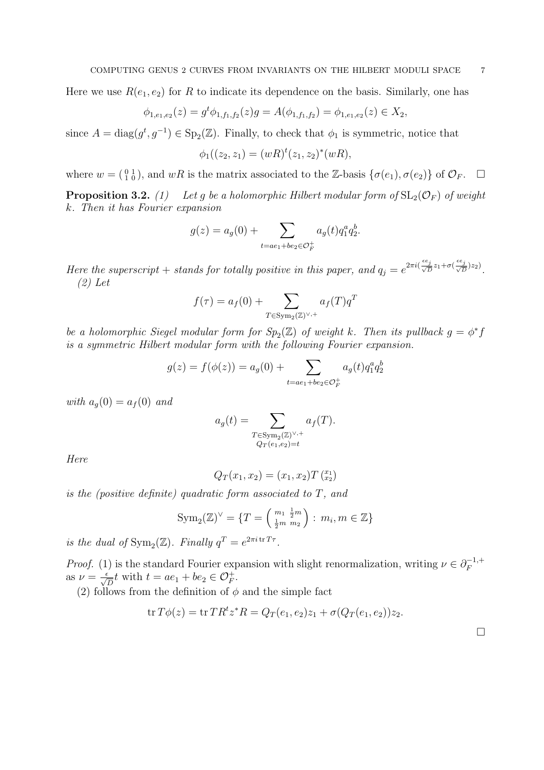Here we use $R(e_1, e_2)$ for $R$ to indicate its dependence on the basis. Similarly, one has

$$\phi_{1,e_1,e_2}(z) = g^t \phi_{1,f_1,f_2}(z) g = A(\phi_{1,f_1,f_2}) = \phi_{1,e_1,e_2}(z) \in X_2,$$

since $A = \operatorname{diag}(g^t, g^{-1}) \in \operatorname{Sp}_2(\mathbb{Z})$. Finally, to check that $\phi_1$ is symmetric, notice that

$$\phi_1((z_2, z_1) = (wR)^t (z_1, z_2)^* (wR),$$

where $w = \left(\begin{smallmatrix} 0 & 1 \\ 1 & 0 \end{smallmatrix}\right)$, and $wR$ is the matrix associated to the $\mathbb{Z}$-basis $\{\sigma(e_1), \sigma(e_2)\}$ of $\mathcal{O}_F$. $\square$

**Proposition 3.2.** *(1) Let $g$ be a holomorphic Hilbert modular form of $\operatorname{SL}_2(\mathcal{O}_F)$ of weight $k$. Then it has Fourier expansion*

$$g(z) = a_g(0) + \sum_{t = ae_1 + be_2 \in \mathcal{O}_F^+} a_g(t) q_1^a q_2^b.$$

*Here the superscript $+$ stands for totally positive in this paper, and $q_j = e^{2\pi i (\frac{\epsilon e_j}{\sqrt{D}} z_1 + \sigma(\frac{\epsilon e_j}{\sqrt{D}}) z_2)}$.*
*(2) Let*

$$f(\tau) = a_f(0) + \sum_{T \in \operatorname{Sym}_2(\mathbb{Z})^{\vee,+}} a_f(T) q^T$$

*be a holomorphic Siegel modular form for $Sp_2(\mathbb{Z})$ of weight $k$. Then its pullback $g = \phi^* f$ is a symmetric Hilbert modular form with the following Fourier expansion.*

$$g(z) = f(\phi(z)) = a_g(0) + \sum_{t = ae_1 + be_2 \in \mathcal{O}_F^+} a_g(t) q_1^a q_2^b$$

*with $a_g(0) = a_f(0)$ and*

$$a_g(t) = \sum_{\substack{T \in \operatorname{Sym}_2(\mathbb{Z})^{\vee,+} \\ Q_T(e_1, e_2) = t}} a_f(T).$$

*Here*

$$Q_T(x_1, x_2) = (x_1, x_2) T \left(\begin{smallmatrix} x_1 \\ x_2 \end{smallmatrix}\right)$$

*is the (positive definite) quadratic form associated to $T$, and*

$$\operatorname{Sym}_2(\mathbb{Z})^\vee = \{T = \begin{pmatrix} m_1 & \frac{1}{2}m \\ \frac{1}{2}m & m_2 \end{pmatrix} : m_i, m \in \mathbb{Z}\}$$

*is the dual of $\operatorname{Sym}_2(\mathbb{Z})$. Finally $q^T = e^{2\pi i \operatorname{tr} T\tau}$.*

*Proof.* (1) is the standard Fourier expansion with slight renormalization, writing $\nu \in \partial_F^{-1,+}$ as $\nu = \frac{\epsilon}{\sqrt{D}} t$ with $t = ae_1 + be_2 \in \mathcal{O}_F^+$.

(2) follows from the definition of $\phi$ and the simple fact

$$\operatorname{tr} T\phi(z) = \operatorname{tr} TR^t z^* R = Q_T(e_1, e_2) z_1 + \sigma(Q_T(e_1, e_2)) z_2.$$

$\square$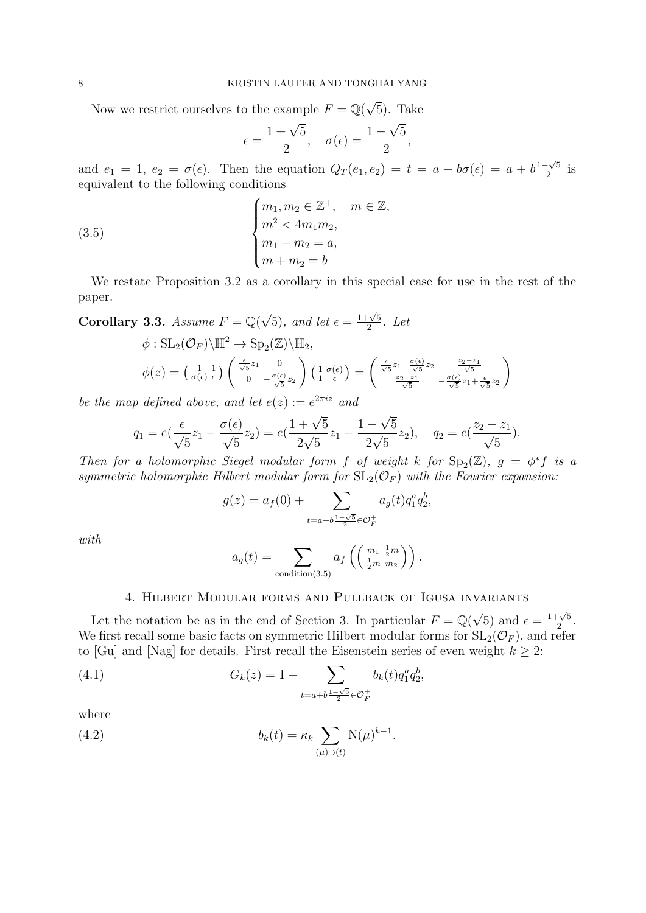Now we restrict ourselves to the example $F = \mathbb{Q}(\sqrt{5})$. Take

$$\epsilon = \frac{1+\sqrt{5}}{2}, \quad \sigma(\epsilon) = \frac{1-\sqrt{5}}{2},$$

and $e_1 = 1$, $e_2 = \sigma(\epsilon)$. Then the equation $Q_T(e_1, e_2) = t = a + b\sigma(\epsilon) = a + b\frac{1-\sqrt{5}}{2}$ is equivalent to the following conditions

$$\begin{cases} m_1, m_2 \in \mathbb{Z}^+, \quad m \in \mathbb{Z}, \\ m^2 < 4m_1 m_2, \\ m_1 + m_2 = a, \\ m + m_2 = b \end{cases} \tag{3.5}$$

We restate Proposition 3.2 as a corollary in this special case for use in the rest of the paper.

**Corollary 3.3.** *Assume $F = \mathbb{Q}(\sqrt{5})$, and let $\epsilon = \frac{1+\sqrt{5}}{2}$. Let*

$$\phi : \mathrm{SL}_2(\mathcal{O}_F)\backslash\mathbb{H}^2 \to \mathrm{Sp}_2(\mathbb{Z})\backslash\mathbb{H}_2,$$

$$\phi(z) = \begin{pmatrix} 1 & 1 \\ \sigma(\epsilon) & \epsilon \end{pmatrix} \begin{pmatrix} \frac{\epsilon}{\sqrt{5}}z_1 & 0 \\ 0 & -\frac{\sigma(\epsilon)}{\sqrt{5}}z_2 \end{pmatrix} \begin{pmatrix} 1 & \sigma(\epsilon) \\ 1 & \epsilon \end{pmatrix} = \begin{pmatrix} \frac{\epsilon}{\sqrt{5}}z_1 - \frac{\sigma(\epsilon)}{\sqrt{5}}z_2 & \frac{z_2 - z_1}{\sqrt{5}} \\ \frac{z_2 - z_1}{\sqrt{5}} & -\frac{\sigma(\epsilon)}{\sqrt{5}}z_1 + \frac{\epsilon}{\sqrt{5}}z_2 \end{pmatrix}$$

*be the map defined above, and let $e(z) := e^{2\pi i z}$ and*

$$q_1 = e(\frac{\epsilon}{\sqrt{5}}z_1 - \frac{\sigma(\epsilon)}{\sqrt{5}}z_2) = e(\frac{1+\sqrt{5}}{2\sqrt{5}}z_1 - \frac{1-\sqrt{5}}{2\sqrt{5}}z_2), \quad q_2 = e(\frac{z_2 - z_1}{\sqrt{5}}).$$

*Then for a holomorphic Siegel modular form $f$ of weight $k$ for $\mathrm{Sp}_2(\mathbb{Z})$, $g = \phi^* f$ is a symmetric holomorphic Hilbert modular form for $\mathrm{SL}_2(\mathcal{O}_F)$ with the Fourier expansion:*

$$g(z) = a_f(0) + \sum_{t = a + b\frac{1-\sqrt{5}}{2} \in \mathcal{O}_F^+} a_g(t) q_1^a q_2^b,$$

*with*

$$a_g(t) = \sum_{\text{condition}(3.5)} a_f\left( \begin{pmatrix} m_1 & \frac{1}{2}m \\ \frac{1}{2}m & m_2 \end{pmatrix} \right).$$

## 4. Hilbert Modular forms and Pullback of Igusa invariants

Let the notation be as in the end of Section 3. In particular $F = \mathbb{Q}(\sqrt{5})$ and $\epsilon = \frac{1+\sqrt{5}}{2}$. We first recall some basic facts on symmetric Hilbert modular forms for $\mathrm{SL}_2(\mathcal{O}_F)$, and refer to [Gu] and [Nag] for details. First recall the Eisenstein series of even weight $k \geq 2$:

$$G_k(z) = 1 + \sum_{t = a + b\frac{1-\sqrt{5}}{2} \in \mathcal{O}_F^+} b_k(t) q_1^a q_2^b, \tag{4.1}$$

where

$$b_k(t) = \kappa_k \sum_{(\mu) \supset (t)} \mathrm{N}(\mu)^{k-1}. \tag{4.2}$$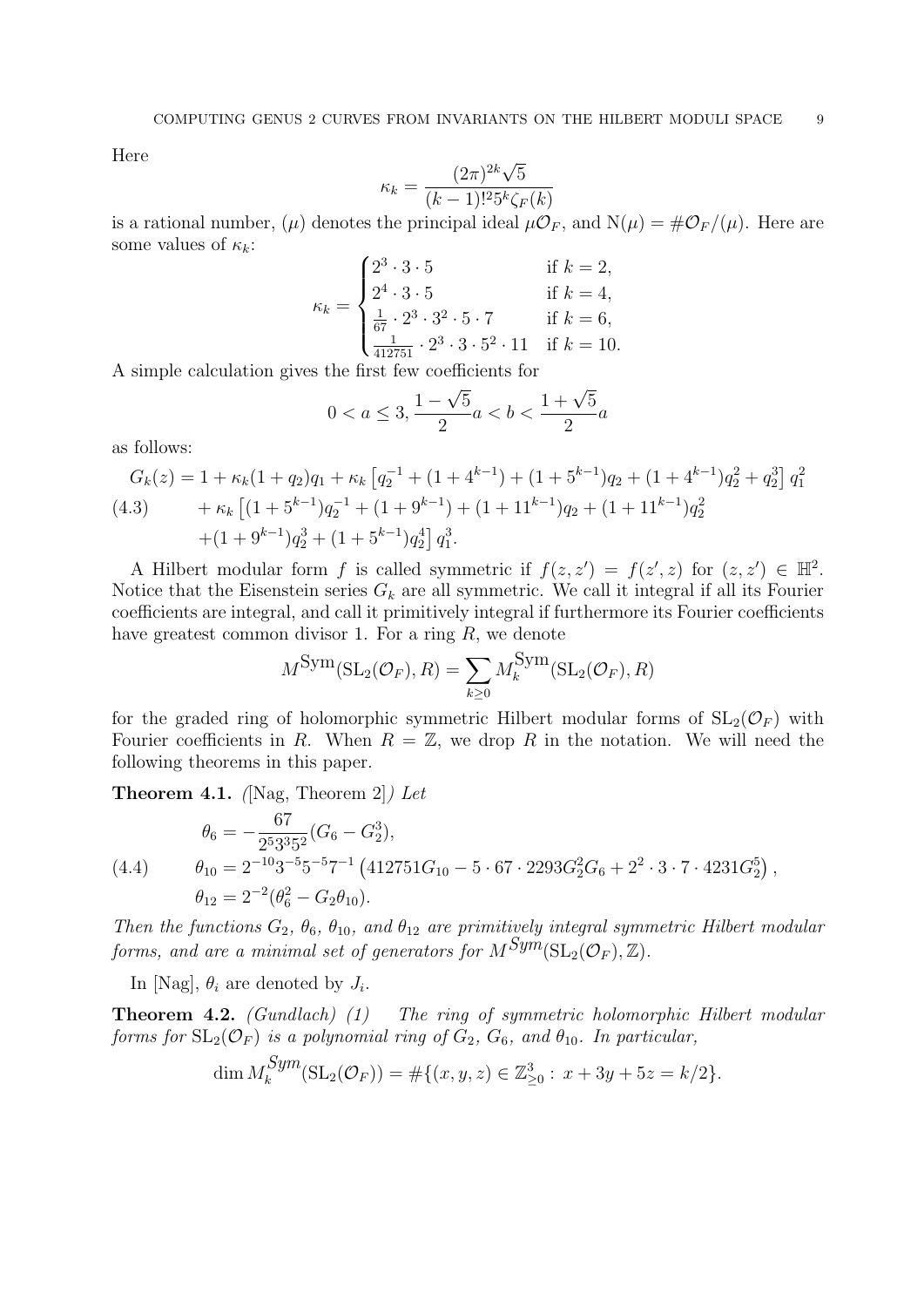Here

$$\kappa_k = \frac{(2\pi)^{2k}\sqrt{5}}{(k-1)!^2 5^k \zeta_F(k)}$$

is a rational number, $(\mu)$ denotes the principal ideal $\mu\mathcal{O}_F$, and $\mathrm{N}(\mu) = \#\mathcal{O}_F/(\mu)$. Here are some values of $\kappa_k$:

$$\kappa_k = \begin{cases} 2^3 \cdot 3 \cdot 5 & \text{if } k = 2, \\ 2^4 \cdot 3 \cdot 5 & \text{if } k = 4, \\ \frac{1}{67} \cdot 2^3 \cdot 3^2 \cdot 5 \cdot 7 & \text{if } k = 6, \\ \frac{1}{412751} \cdot 2^3 \cdot 3 \cdot 5^2 \cdot 11 & \text{if } k = 10. \end{cases}$$

A simple calculation gives the first few coefficients for

$$0 < a \leq 3, \frac{1-\sqrt{5}}{2}a < b < \frac{1+\sqrt{5}}{2}a$$

as follows:

$$\begin{aligned} G_k(z) = {} & 1 + \kappa_k(1+q_2)q_1 + \kappa_k\left[q_2^{-1} + (1+4^{k-1}) + (1+5^{k-1})q_2 + (1+4^{k-1})q_2^2 + q_2^3\right]q_1^2 \\ & + \kappa_k\left[(1+5^{k-1})q_2^{-1} + (1+9^{k-1}) + (1+11^{k-1})q_2 + (1+11^{k-1})q_2^2\right. \\ & \left. + (1+9^{k-1})q_2^3 + (1+5^{k-1})q_2^4\right]q_1^3. \end{aligned} \tag{4.3}$$

A Hilbert modular form $f$ is called symmetric if $f(z,z') = f(z',z)$ for $(z,z') \in \mathbb{H}^2$. Notice that the Eisenstein series $G_k$ are all symmetric. We call it integral if all its Fourier coefficients are integral, and call it primitively integral if furthermore its Fourier coefficients have greatest common divisor 1. For a ring $R$, we denote

$$M^{\mathrm{Sym}}(\mathrm{SL}_2(\mathcal{O}_F), R) = \sum_{k \geq 0} M_k^{\mathrm{Sym}}(\mathrm{SL}_2(\mathcal{O}_F), R)$$

for the graded ring of holomorphic symmetric Hilbert modular forms of $\mathrm{SL}_2(\mathcal{O}_F)$ with Fourier coefficients in $R$. When $R = \mathbb{Z}$, we drop $R$ in the notation. We will need the following theorems in this paper.

**Theorem 4.1.** *([Nag, Theorem 2]) Let*

$$\begin{aligned} \theta_6 &= -\frac{67}{2^5 3^3 5^2}(G_6 - G_2^3), \\ \theta_{10} &= 2^{-10}3^{-5}5^{-5}7^{-1}\left(412751 G_{10} - 5 \cdot 67 \cdot 2293 G_2^2 G_6 + 2^2 \cdot 3 \cdot 7 \cdot 4231 G_2^5\right), \\ \theta_{12} &= 2^{-2}(\theta_6^2 - G_2\theta_{10}). \end{aligned} \tag{4.4}$$

*Then the functions $G_2$, $\theta_6$, $\theta_{10}$, and $\theta_{12}$ are primitively integral symmetric Hilbert modular forms, and are a minimal set of generators for $M^{Sym}(\mathrm{SL}_2(\mathcal{O}_F), \mathbb{Z})$.*

In [Nag], $\theta_i$ are denoted by $J_i$.

**Theorem 4.2.** *(Gundlach) (1) The ring of symmetric holomorphic Hilbert modular forms for $\mathrm{SL}_2(\mathcal{O}_F)$ is a polynomial ring of $G_2$, $G_6$, and $\theta_{10}$. In particular,*

$$\dim M_k^{Sym}(\mathrm{SL}_2(\mathcal{O}_F)) = \#\{(x,y,z) \in \mathbb{Z}^3_{\geq 0} : x + 3y + 5z = k/2\}.$$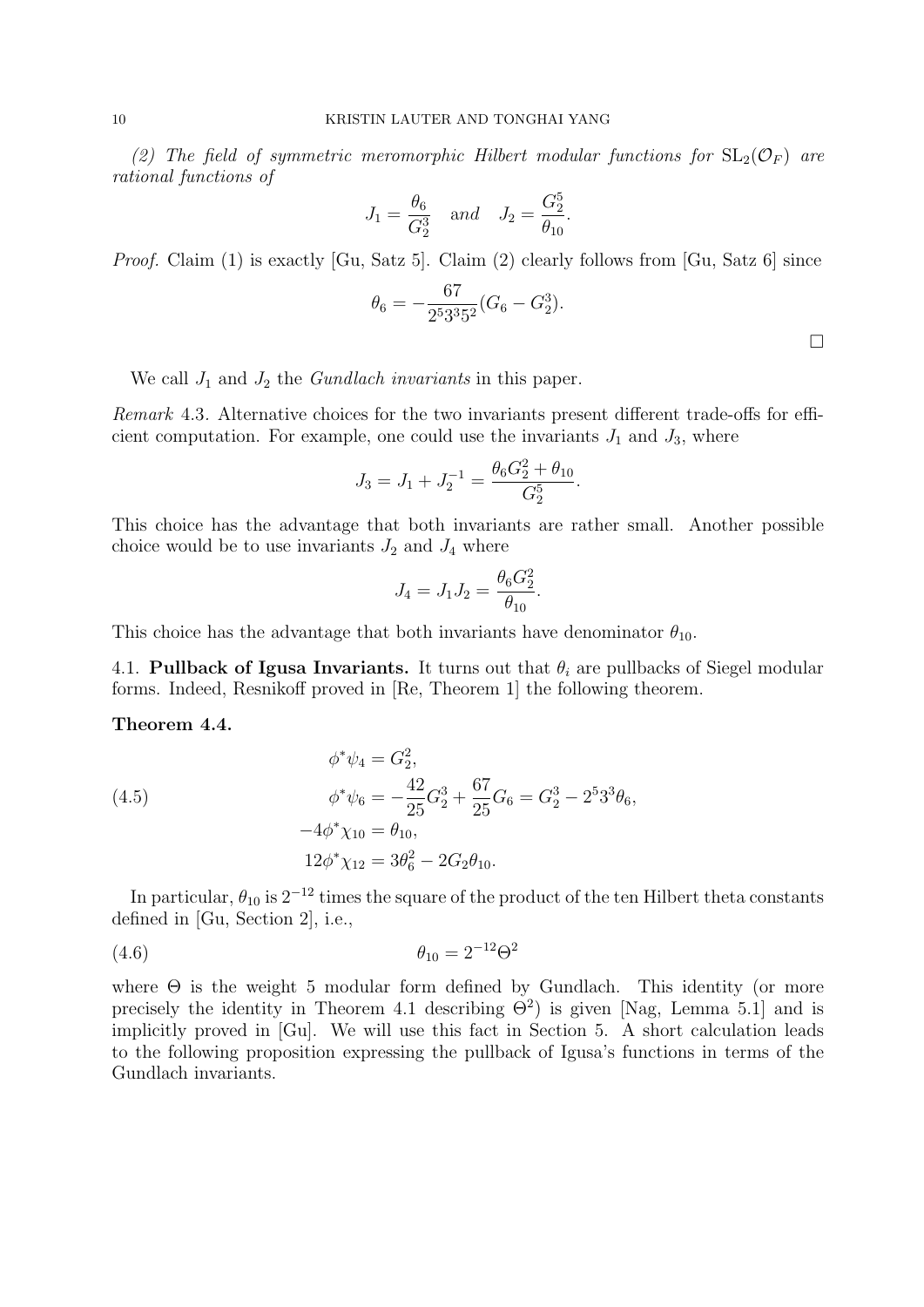*(2) The field of symmetric meromorphic Hilbert modular functions for $\mathrm{SL}_2(\mathcal{O}_F)$ are rational functions of*

$$J_1 = \frac{\theta_6}{G_2^3} \quad \text{and} \quad J_2 = \frac{G_2^5}{\theta_{10}}.$$

*Proof.* Claim (1) is exactly [Gu, Satz 5]. Claim (2) clearly follows from [Gu, Satz 6] since

$$\theta_6 = -\frac{67}{2^5 3^3 5^2}(G_6 - G_2^3).$$

□

We call $J_1$ and $J_2$ the *Gundlach invariants* in this paper.

*Remark* 4.3. Alternative choices for the two invariants present different trade-offs for efficient computation. For example, one could use the invariants $J_1$ and $J_3$, where

$$J_3 = J_1 + J_2^{-1} = \frac{\theta_6 G_2^2 + \theta_{10}}{G_2^5}.$$

This choice has the advantage that both invariants are rather small. Another possible choice would be to use invariants $J_2$ and $J_4$ where

$$J_4 = J_1 J_2 = \frac{\theta_6 G_2^2}{\theta_{10}}.$$

This choice has the advantage that both invariants have denominator $\theta_{10}$.

### 4.1. Pullback of Igusa Invariants.

It turns out that $\theta_i$ are pullbacks of Siegel modular forms. Indeed, Resnikoff proved in [Re, Theorem 1] the following theorem.

**Theorem 4.4.**

$$\begin{aligned}
\phi^*\psi_4 &= G_2^2, \\
\phi^*\psi_6 &= -\frac{42}{25}G_2^3 + \frac{67}{25}G_6 = G_2^3 - 2^5 3^3 \theta_6, \\
-4\phi^*\chi_{10} &= \theta_{10}, \\
12\phi^*\chi_{12} &= 3\theta_6^2 - 2G_2\theta_{10}.
\end{aligned} \tag{4.5}$$

In particular, $\theta_{10}$ is $2^{-12}$ times the square of the product of the ten Hilbert theta constants defined in [Gu, Section 2], i.e.,

$$\theta_{10} = 2^{-12}\Theta^2 \tag{4.6}$$

where $\Theta$ is the weight 5 modular form defined by Gundlach. This identity (or more precisely the identity in Theorem 4.1 describing $\Theta^2$) is given [Nag, Lemma 5.1] and is implicitly proved in [Gu]. We will use this fact in Section 5. A short calculation leads to the following proposition expressing the pullback of Igusa's functions in terms of the Gundlach invariants.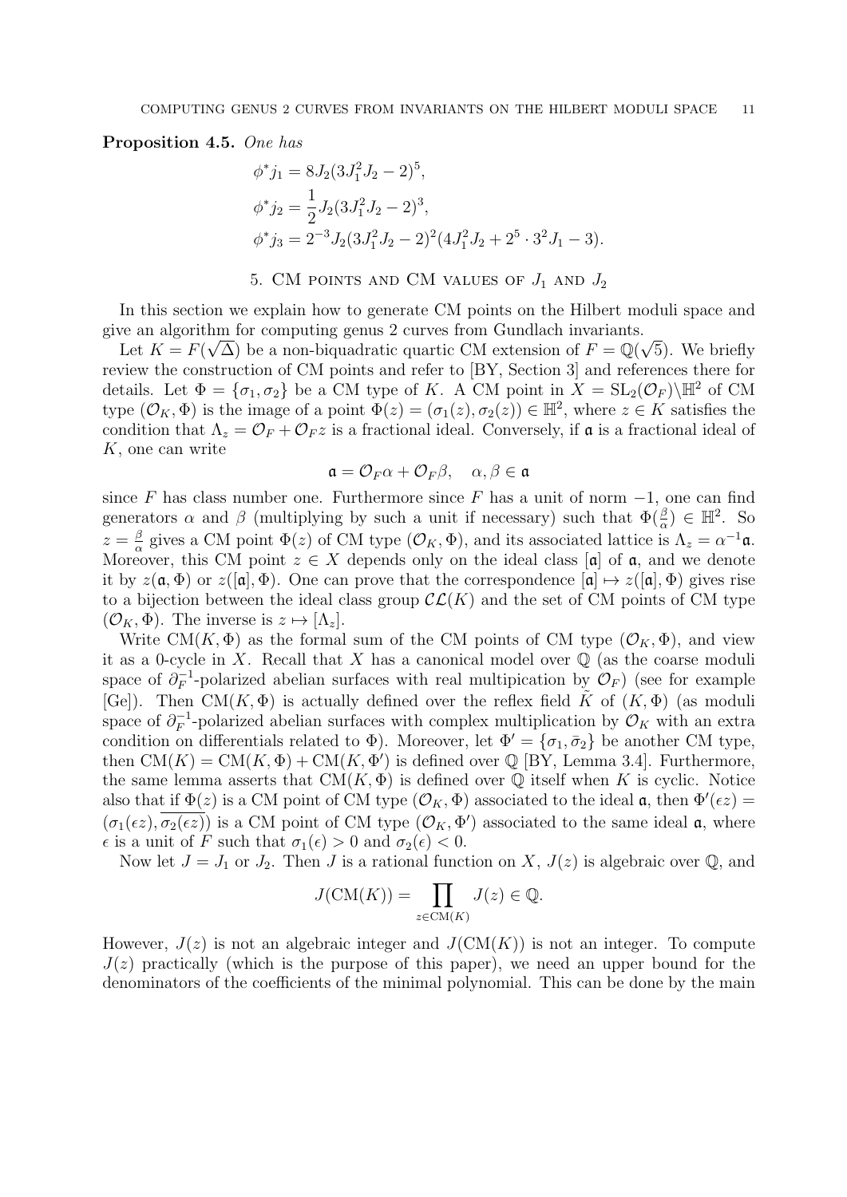**Proposition 4.5.** *One has*

$$\phi^* j_1 = 8J_2(3J_1^2 J_2 - 2)^5,$$
$$\phi^* j_2 = \frac{1}{2} J_2(3J_1^2 J_2 - 2)^3,$$
$$\phi^* j_3 = 2^{-3} J_2(3J_1^2 J_2 - 2)^2(4J_1^2 J_2 + 2^5 \cdot 3^2 J_1 - 3).$$

## 5. CM points and CM values of $J_1$ and $J_2$

In this section we explain how to generate CM points on the Hilbert moduli space and give an algorithm for computing genus 2 curves from Gundlach invariants.

Let $K = F(\sqrt{\Delta})$ be a non-biquadratic quartic CM extension of $F = \mathbb{Q}(\sqrt{5})$. We briefly review the construction of CM points and refer to [BY, Section 3] and references there for details. Let $\Phi = \{\sigma_1, \sigma_2\}$ be a CM type of $K$. A CM point in $X = \mathrm{SL}_2(\mathcal{O}_F)\backslash\mathbb{H}^2$ of CM type $(\mathcal{O}_K, \Phi)$ is the image of a point $\Phi(z) = (\sigma_1(z), \sigma_2(z)) \in \mathbb{H}^2$, where $z \in K$ satisfies the condition that $\Lambda_z = \mathcal{O}_F + \mathcal{O}_F z$ is a fractional ideal. Conversely, if $\mathfrak{a}$ is a fractional ideal of $K$, one can write

$$\mathfrak{a} = \mathcal{O}_F \alpha + \mathcal{O}_F \beta, \quad \alpha, \beta \in \mathfrak{a}$$

since $F$ has class number one. Furthermore since $F$ has a unit of norm $-1$, one can find generators $\alpha$ and $\beta$ (multiplying by such a unit if necessary) such that $\Phi(\frac{\beta}{\alpha}) \in \mathbb{H}^2$. So $z = \frac{\beta}{\alpha}$ gives a CM point $\Phi(z)$ of CM type $(\mathcal{O}_K, \Phi)$, and its associated lattice is $\Lambda_z = \alpha^{-1}\mathfrak{a}$. Moreover, this CM point $z \in X$ depends only on the ideal class $[\mathfrak{a}]$ of $\mathfrak{a}$, and we denote it by $z(\mathfrak{a}, \Phi)$ or $z([\mathfrak{a}], \Phi)$. One can prove that the correspondence $[\mathfrak{a}] \mapsto z([\mathfrak{a}], \Phi)$ gives rise to a bijection between the ideal class group $\mathcal{CL}(K)$ and the set of CM points of CM type $(\mathcal{O}_K, \Phi)$. The inverse is $z \mapsto [\Lambda_z]$.

Write $\mathrm{CM}(K, \Phi)$ as the formal sum of the CM points of CM type $(\mathcal{O}_K, \Phi)$, and view it as a 0-cycle in $X$. Recall that $X$ has a canonical model over $\mathbb{Q}$ (as the coarse moduli space of $\partial_F^{-1}$-polarized abelian surfaces with real multipication by $\mathcal{O}_F$) (see for example [Ge]). Then $\mathrm{CM}(K, \Phi)$ is actually defined over the reflex field $\tilde{K}$ of $(K, \Phi)$ (as moduli space of $\partial_F^{-1}$-polarized abelian surfaces with complex multiplication by $\mathcal{O}_K$ with an extra condition on differentials related to $\Phi$). Moreover, let $\Phi' = \{\sigma_1, \bar{\sigma}_2\}$ be another CM type, then $\mathrm{CM}(K) = \mathrm{CM}(K, \Phi) + \mathrm{CM}(K, \Phi')$ is defined over $\mathbb{Q}$ [BY, Lemma 3.4]. Furthermore, the same lemma asserts that $\mathrm{CM}(K, \Phi)$ is defined over $\mathbb{Q}$ itself when $K$ is cyclic. Notice also that if $\Phi(z)$ is a CM point of CM type $(\mathcal{O}_K, \Phi)$ associated to the ideal $\mathfrak{a}$, then $\Phi'(\epsilon z) = (\sigma_1(\epsilon z), \overline{\sigma_2(\epsilon z)})$ is a CM point of CM type $(\mathcal{O}_K, \Phi')$ associated to the same ideal $\mathfrak{a}$, where $\epsilon$ is a unit of $F$ such that $\sigma_1(\epsilon) > 0$ and $\sigma_2(\epsilon) < 0$.

Now let $J = J_1$ or $J_2$. Then $J$ is a rational function on $X$, $J(z)$ is algebraic over $\mathbb{Q}$, and

$$J(\mathrm{CM}(K)) = \prod_{z \in \mathrm{CM}(K)} J(z) \in \mathbb{Q}.$$

However, $J(z)$ is not an algebraic integer and $J(\mathrm{CM}(K))$ is not an integer. To compute $J(z)$ practically (which is the purpose of this paper), we need an upper bound for the denominators of the coefficients of the minimal polynomial. This can be done by the main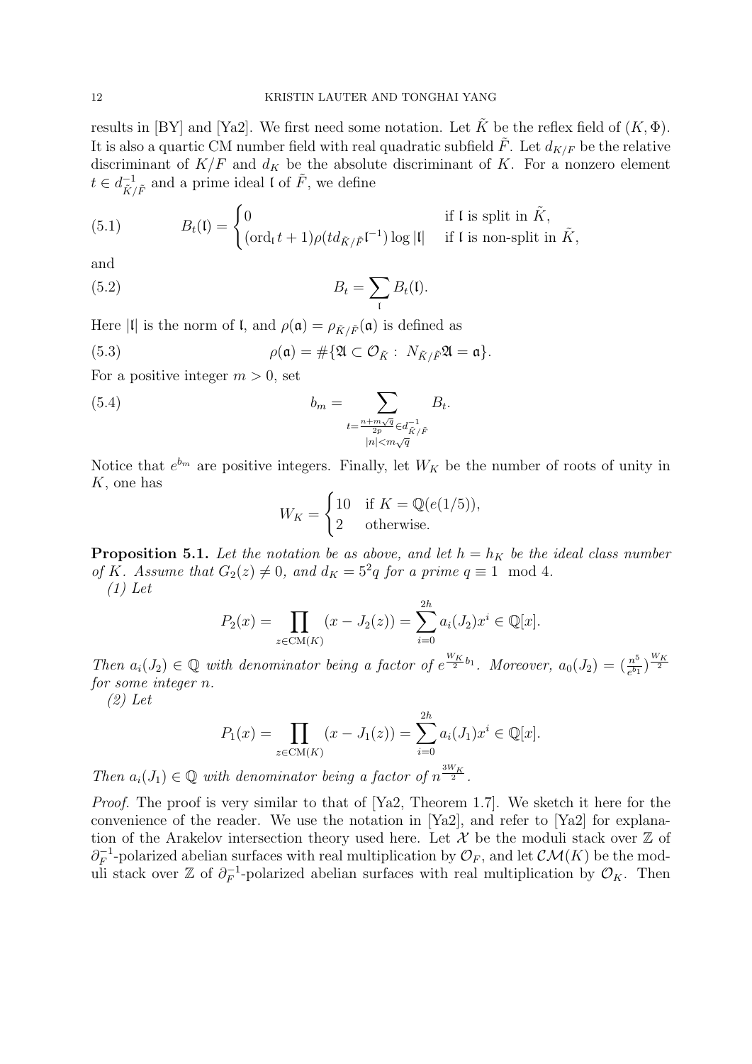results in [BY] and [Ya2]. We first need some notation. Let $\tilde{K}$ be the reflex field of $(K, \Phi)$. It is also a quartic CM number field with real quadratic subfield $\tilde{F}$. Let $d_{K/F}$ be the relative discriminant of $K/F$ and $d_K$ be the absolute discriminant of $K$. For a nonzero element $t \in d_{\tilde{K}/\tilde{F}}^{-1}$ and a prime ideal $\mathfrak{l}$ of $\tilde{F}$, we define

$$B_t(\mathfrak{l}) = \begin{cases} 0 & \text{if } \mathfrak{l} \text{ is split in } \tilde{K}, \\ (\operatorname{ord}_{\mathfrak{l}} t + 1)\rho(t d_{\tilde{K}/\tilde{F}} \mathfrak{l}^{-1}) \log |\mathfrak{l}| & \text{if } \mathfrak{l} \text{ is non-split in } \tilde{K}, \end{cases} \tag{5.1}$$

and

$$B_t = \sum_{\mathfrak{l}} B_t(\mathfrak{l}). \tag{5.2}$$

Here $|\mathfrak{l}|$ is the norm of $\mathfrak{l}$, and $\rho(\mathfrak{a}) = \rho_{\tilde{K}/\tilde{F}}(\mathfrak{a})$ is defined as

$$\rho(\mathfrak{a}) = \#\{\mathfrak{A} \subset \mathcal{O}_{\tilde{K}} : N_{\tilde{K}/\tilde{F}} \mathfrak{A} = \mathfrak{a}\}. \tag{5.3}$$

For a positive integer $m > 0$, set

$$b_m = \sum_{\substack{t = \frac{n + m\sqrt{q}}{2p} \in d_{\tilde{K}/\tilde{F}}^{-1} \\ |n| < m\sqrt{q}}} B_t. \tag{5.4}$$

Notice that $e^{b_m}$ are positive integers. Finally, let $W_K$ be the number of roots of unity in $K$, one has

$$W_K = \begin{cases} 10 & \text{if } K = \mathbb{Q}(e(1/5)), \\ 2 & \text{otherwise.} \end{cases}$$

**Proposition 5.1.** *Let the notation be as above, and let $h = h_K$ be the ideal class number of $K$. Assume that $G_2(z) \neq 0$, and $d_K = 5^2 q$ for a prime $q \equiv 1 \mod 4$.*

*(1) Let*

$$P_2(x) = \prod_{z \in \mathrm{CM}(K)} (x - J_2(z)) = \sum_{i=0}^{2h} a_i(J_2) x^i \in \mathbb{Q}[x].$$

*Then $a_i(J_2) \in \mathbb{Q}$ with denominator being a factor of $e^{\frac{W_K}{2} b_1}$. Moreover, $a_0(J_2) = (\frac{n^5}{e^{b_1}})^{\frac{W_K}{2}}$ for some integer $n$.*

*(2) Let*

$$P_1(x) = \prod_{z \in \mathrm{CM}(K)} (x - J_1(z)) = \sum_{i=0}^{2h} a_i(J_1) x^i \in \mathbb{Q}[x].$$

*Then $a_i(J_1) \in \mathbb{Q}$ with denominator being a factor of $n^{\frac{3W_K}{2}}$.*

*Proof.* The proof is very similar to that of [Ya2, Theorem 1.7]. We sketch it here for the convenience of the reader. We use the notation in [Ya2], and refer to [Ya2] for explanation of the Arakelov intersection theory used here. Let $\mathcal{X}$ be the moduli stack over $\mathbb{Z}$ of $\partial_F^{-1}$-polarized abelian surfaces with real multiplication by $\mathcal{O}_F$, and let $\mathcal{CM}(K)$ be the moduli stack over $\mathbb{Z}$ of $\partial_F^{-1}$-polarized abelian surfaces with real multiplication by $\mathcal{O}_K$. Then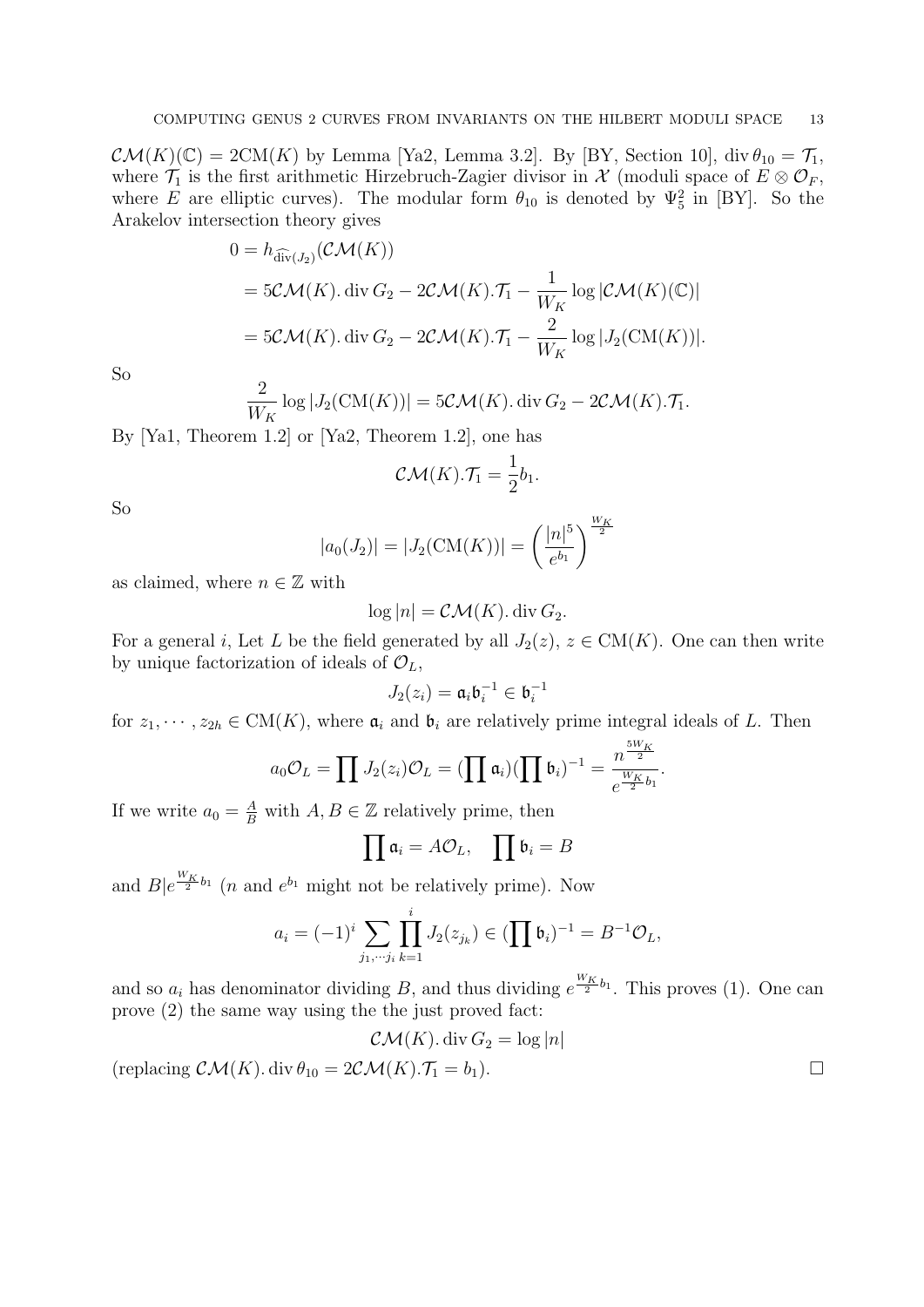$\mathcal{CM}(K)(\mathbb{C}) = 2\mathrm{CM}(K)$ by Lemma [Ya2, Lemma 3.2]. By [BY, Section 10], $\operatorname{div}\theta_{10} = \mathcal{T}_1$, where $\mathcal{T}_1$ is the first arithmetic Hirzebruch-Zagier divisor in $\mathcal{X}$ (moduli space of $E \otimes \mathcal{O}_F$, where $E$ are elliptic curves). The modular form $\theta_{10}$ is denoted by $\Psi_5^2$ in [BY]. So the Arakelov intersection theory gives

$$
\begin{aligned}
0 &= h_{\widehat{\operatorname{div}}(J_2)}(\mathcal{CM}(K)) \\
&= 5\mathcal{CM}(K).\operatorname{div} G_2 - 2\mathcal{CM}(K).\mathcal{T}_1 - \frac{1}{W_K}\log|\mathcal{CM}(K)(\mathbb{C})| \\
&= 5\mathcal{CM}(K).\operatorname{div} G_2 - 2\mathcal{CM}(K).\mathcal{T}_1 - \frac{2}{W_K}\log|J_2(\mathrm{CM}(K))|.
\end{aligned}
$$

So

$$
\frac{2}{W_K}\log|J_2(\mathrm{CM}(K))| = 5\mathcal{CM}(K).\operatorname{div} G_2 - 2\mathcal{CM}(K).\mathcal{T}_1.
$$

By [Ya1, Theorem 1.2] or [Ya2, Theorem 1.2], one has

$$
\mathcal{CM}(K).\mathcal{T}_1 = \frac{1}{2}b_1.
$$

So

$$
|a_0(J_2)| = |J_2(\mathrm{CM}(K))| = \left(\frac{|n|^5}{e^{b_1}}\right)^{\frac{W_K}{2}}
$$

as claimed, where $n \in \mathbb{Z}$ with

$$
\log|n| = \mathcal{CM}(K).\operatorname{div} G_2.
$$

For a general $i$, Let $L$ be the field generated by all $J_2(z)$, $z \in \mathrm{CM}(K)$. One can then write by unique factorization of ideals of $\mathcal{O}_L$,

$$
J_2(z_i) = \mathfrak{a}_i\mathfrak{b}_i^{-1} \in \mathfrak{b}_i^{-1}
$$

for $z_1, \cdots, z_{2h} \in \mathrm{CM}(K)$, where $\mathfrak{a}_i$ and $\mathfrak{b}_i$ are relatively prime integral ideals of $L$. Then

$$
a_0\mathcal{O}_L = \prod J_2(z_i)\mathcal{O}_L = (\prod \mathfrak{a}_i)(\prod \mathfrak{b}_i)^{-1} = \frac{n^{\frac{5W_K}{2}}}{e^{\frac{W_K}{2}b_1}}.
$$

If we write $a_0 = \frac{A}{B}$ with $A, B \in \mathbb{Z}$ relatively prime, then

$$
\prod \mathfrak{a}_i = A\mathcal{O}_L, \quad \prod \mathfrak{b}_i = B
$$

and $B | e^{\frac{W_K}{2}b_1}$ ($n$ and $e^{b_1}$ might not be relatively prime). Now

$$
a_i = (-1)^i \sum_{j_1,\cdots j_i}\prod_{k=1}^{i} J_2(z_{j_k}) \in (\prod \mathfrak{b}_i)^{-1} = B^{-1}\mathcal{O}_L,
$$

and so $a_i$ has denominator dividing $B$, and thus dividing $e^{\frac{W_K}{2}b_1}$. This proves (1). One can prove (2) the same way using the the just proved fact:

$$
\mathcal{CM}(K).\operatorname{div} G_2 = \log|n|
$$

(replacing $\mathcal{CM}(K).\operatorname{div}\theta_{10} = 2\mathcal{CM}(K).\mathcal{T}_1 = b_1$). □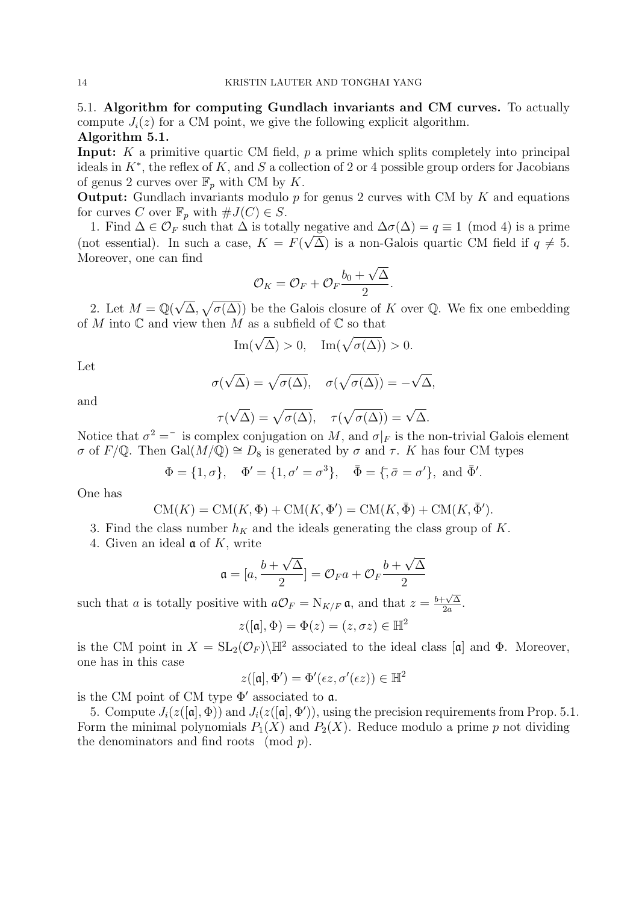5.1. **Algorithm for computing Gundlach invariants and CM curves.** To actually compute $J_i(z)$ for a CM point, we give the following explicit algorithm.

**Algorithm 5.1.**

**Input:** $K$ a primitive quartic CM field, $p$ a prime which splits completely into principal ideals in $K^*$, the reflex of $K$, and $S$ a collection of 2 or 4 possible group orders for Jacobians of genus 2 curves over $\mathbb{F}_p$ with CM by $K$.

**Output:** Gundlach invariants modulo $p$ for genus 2 curves with CM by $K$ and equations for curves $C$ over $\mathbb{F}_p$ with $\#J(C) \in S$.

1. Find $\Delta \in \mathcal{O}_F$ such that $\Delta$ is totally negative and $\Delta\sigma(\Delta) = q \equiv 1 \pmod 4$ is a prime (not essential). In such a case, $K = F(\sqrt{\Delta})$ is a non-Galois quartic CM field if $q \neq 5$. Moreover, one can find

$$\mathcal{O}_K = \mathcal{O}_F + \mathcal{O}_F \frac{b_0 + \sqrt{\Delta}}{2}.$$

2. Let $M = \mathbb{Q}(\sqrt{\Delta}, \sqrt{\sigma(\Delta)})$ be the Galois closure of $K$ over $\mathbb{Q}$. We fix one embedding of $M$ into $\mathbb{C}$ and view then $M$ as a subfield of $\mathbb{C}$ so that

$$\mathrm{Im}(\sqrt{\Delta}) > 0, \quad \mathrm{Im}(\sqrt{\sigma(\Delta)}) > 0.$$

Let

$$\sigma(\sqrt{\Delta}) = \sqrt{\sigma(\Delta)}, \quad \sigma(\sqrt{\sigma(\Delta)}) = -\sqrt{\Delta},$$

and

$$\tau(\sqrt{\Delta}) = \sqrt{\sigma(\Delta)}, \quad \tau(\sqrt{\sigma(\Delta)}) = \sqrt{\Delta}.$$

Notice that $\sigma^2 = {}^-$ is complex conjugation on $M$, and $\sigma|_F$ is the non-trivial Galois element $\sigma$ of $F/\mathbb{Q}$. Then $\mathrm{Gal}(M/\mathbb{Q}) \cong D_8$ is generated by $\sigma$ and $\tau$. $K$ has four CM types

$$\Phi = \{1, \sigma\}, \quad \Phi' = \{1, \sigma' = \sigma^3\}, \quad \bar{\Phi} = \{\bar{}, \bar{\sigma} = \sigma'\}, \text{ and } \bar{\Phi}'.$$

One has

$$\mathrm{CM}(K) = \mathrm{CM}(K, \Phi) + \mathrm{CM}(K, \Phi') = \mathrm{CM}(K, \bar{\Phi}) + \mathrm{CM}(K, \bar{\Phi}').$$

3. Find the class number $h_K$ and the ideals generating the class group of $K$.

4. Given an ideal $\mathfrak{a}$ of $K$, write

$$\mathfrak{a} = [a, \frac{b + \sqrt{\Delta}}{2}] = \mathcal{O}_F a + \mathcal{O}_F \frac{b + \sqrt{\Delta}}{2}$$

such that $a$ is totally positive with $a\mathcal{O}_F = \mathrm{N}_{K/F}\,\mathfrak{a}$, and that $z = \frac{b+\sqrt{\Delta}}{2a}$.

$$z([\mathfrak{a}], \Phi) = \Phi(z) = (z, \sigma z) \in \mathbb{H}^2$$

is the CM point in $X = \mathrm{SL}_2(\mathcal{O}_F)\backslash\mathbb{H}^2$ associated to the ideal class $[\mathfrak{a}]$ and $\Phi$. Moreover, one has in this case

$$z([\mathfrak{a}], \Phi') = \Phi'(\epsilon z, \sigma'(\epsilon z)) \in \mathbb{H}^2$$

is the CM point of CM type $\Phi'$ associated to $\mathfrak{a}$.

5. Compute $J_i(z([\mathfrak{a}], \Phi))$ and $J_i(z([\mathfrak{a}], \Phi'))$, using the precision requirements from Prop. 5.1. Form the minimal polynomials $P_1(X)$ and $P_2(X)$. Reduce modulo a prime $p$ not dividing the denominators and find roots $\pmod p$.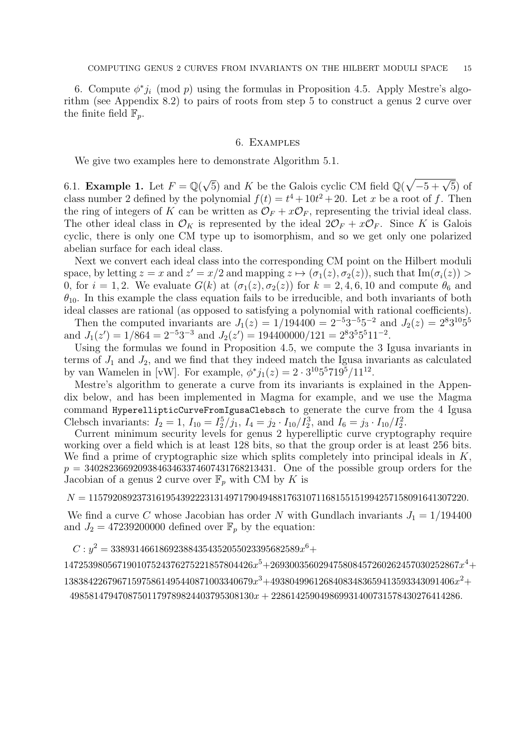6. Compute $\phi^* j_i \pmod p$ using the formulas in Proposition 4.5. Apply Mestre's algorithm (see Appendix 8.2) to pairs of roots from step 5 to construct a genus 2 curve over the finite field $\mathbb{F}_p$.

## 6. Examples

We give two examples here to demonstrate Algorithm 5.1.

### 6.1. Example 1.

Let $F = \mathbb{Q}(\sqrt{5})$ and $K$ be the Galois cyclic CM field $\mathbb{Q}(\sqrt{-5+\sqrt{5}})$ of class number 2 defined by the polynomial $f(t) = t^4 + 10t^2 + 20$. Let $x$ be a root of $f$. Then the ring of integers of $K$ can be written as $\mathcal{O}_F + x\mathcal{O}_F$, representing the trivial ideal class. The other ideal class in $\mathcal{O}_K$ is represented by the ideal $2\mathcal{O}_F + x\mathcal{O}_F$. Since $K$ is Galois cyclic, there is only one CM type up to isomorphism, and so we get only one polarized abelian surface for each ideal class.

Next we convert each ideal class into the corresponding CM point on the Hilbert moduli space, by letting $z = x$ and $z' = x/2$ and mapping $z \mapsto (\sigma_1(z), \sigma_2(z))$, such that $\mathrm{Im}(\sigma_i(z)) > 0$, for $i = 1, 2$. We evaluate $G(k)$ at $(\sigma_1(z), \sigma_2(z))$ for $k = 2, 4, 6, 10$ and compute $\theta_6$ and $\theta_{10}$. In this example the class equation fails to be irreducible, and both invariants of both ideal classes are rational (as opposed to satisfying a polynomial with rational coefficients).

Then the computed invariants are $J_1(z) = 1/194400 = 2^{-5}3^{-5}5^{-2}$ and $J_2(z) = 2^8 3^{10} 5^5$ and $J_1(z') = 1/864 = 2^{-5}3^{-3}$ and $J_2(z') = 194400000/121 = 2^8 3^5 5^5 11^{-2}$.

Using the formulas we found in Proposition 4.5, we compute the 3 Igusa invariants in terms of $J_1$ and $J_2$, and we find that they indeed match the Igusa invariants as calculated by van Wamelen in [vW]. For example, $\phi^* j_1(z) = 2 \cdot 3^{10} 5^5 719^5 / 11^{12}$.

Mestre's algorithm to generate a curve from its invariants is explained in the Appendix below, and has been implemented in Magma for example, and we use the Magma command `HyperellipticCurveFromIgusaClebsch` to generate the curve from the 4 Igusa Clebsch invariants: $I_2 = 1$, $I_{10} = I_2^5/j_1$, $I_4 = j_2 \cdot I_{10}/I_2^3$, and $I_6 = j_3 \cdot I_{10}/I_2^2$.

Current minimum security levels for genus 2 hyperelliptic curve cryptography require working over a field which is at least 128 bits, so that the group order is at least 256 bits. We find a prime of cryptographic size which splits completely into principal ideals in $K$, $p = 340282366920938463463374607431768213431$. One of the possible group orders for the Jacobian of a genus 2 curve over $\mathbb{F}_p$ with CM by $K$ is

$N = 115792089237316195439222313149717904948817631071168155151994257158091641307220.$

We find a curve $C$ whose Jacobian has order $N$ with Gundlach invariants $J_1 = 1/194400$ and $J_2 = 47239200000$ defined over $\mathbb{F}_p$ by the equation:

$$
\begin{aligned}
C : y^2 = {} & 338931466186923884354352055023395682589x^6 + \\
& 147253980567190107524376275221857804426x^5 + 269300356029475808457260262457030252867x^4 + \\
& 138384226796715975861495440871003340679x^3 + 49380499612684083483659413593343091406x^2 + \\
& 49858147947087501179789824403795308130x + 228614259049869931400731578430276414286.
\end{aligned}
$$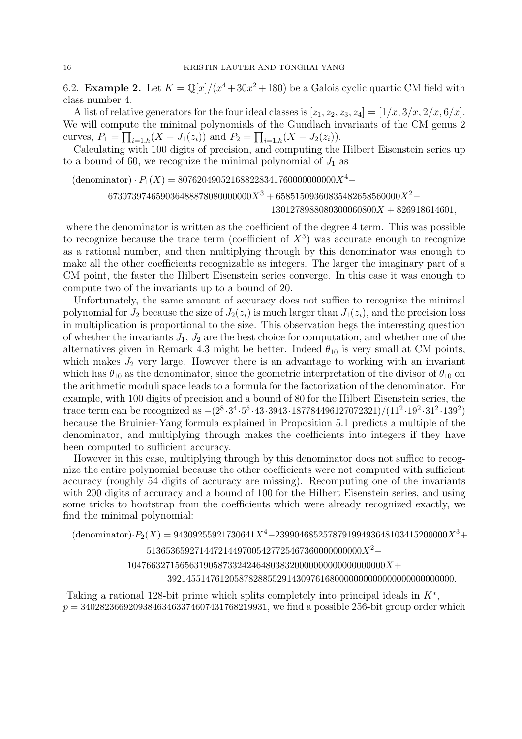6.2. **Example 2.** Let $K = \mathbb{Q}[x]/(x^4+30x^2+180)$ be a Galois cyclic quartic CM field with class number 4.

A list of relative generators for the four ideal classes is $[z_1, z_2, z_3, z_4] = [1/x, 3/x, 2/x, 6/x]$. We will compute the minimal polynomials of the Gundlach invariants of the CM genus 2 curves, $P_1 = \prod_{i=1,h}(X - J_1(z_i))$ and $P_2 = \prod_{i=1,h}(X - J_2(z_i))$.

Calculating with 100 digits of precision, and computing the Hilbert Eisenstein series up to a bound of 60, we recognize the minimal polynomial of $J_1$ as

$$(\text{denominator}) \cdot P_1(X) = 807620490521688228341760000000000X^4 -$$
$$673073974659036488878080000000X^3 + 6585150936083548265856 0000X^2 -$$
$$13012789880803000608 00X + 826918614601,$$

where the denominator is written as the coefficient of the degree 4 term. This was possible to recognize because the trace term (coefficient of $X^3$) was accurate enough to recognize as a rational number, and then multiplying through by this denominator was enough to make all the other coefficients recognizable as integers. The larger the imaginary part of a CM point, the faster the Hilbert Eisenstein series converge. In this case it was enough to compute two of the invariants up to a bound of 20.

Unfortunately, the same amount of accuracy does not suffice to recognize the minimal polynomial for $J_2$ because the size of $J_2(z_i)$ is much larger than $J_1(z_i)$, and the precision loss in multiplication is proportional to the size. This observation begs the interesting question of whether the invariants $J_1$, $J_2$ are the best choice for computation, and whether one of the alternatives given in Remark 4.3 might be better. Indeed $\theta_{10}$ is very small at CM points, which makes $J_2$ very large. However there is an advantage to working with an invariant which has $\theta_{10}$ as the denominator, since the geometric interpretation of the divisor of $\theta_{10}$ on the arithmetic moduli space leads to a formula for the factorization of the denominator. For example, with 100 digits of precision and a bound of 80 for the Hilbert Eisenstein series, the trace term can be recognized as $-(2^8 \cdot 3^4 \cdot 5^5 \cdot 43 \cdot 3943 \cdot 187784496127072321)/(11^2 \cdot 19^2 \cdot 31^2 \cdot 139^2)$ because the Bruinier-Yang formula explained in Proposition 5.1 predicts a multiple of the denominator, and multiplying through makes the coefficients into integers if they have been computed to sufficient accuracy.

However in this case, multiplying through by this denominator does not suffice to recognize the entire polynomial because the other coefficients were not computed with sufficient accuracy (roughly 54 digits of accuracy are missing). Recomputing one of the invariants with 200 digits of accuracy and a bound of 100 for the Hilbert Eisenstein series, and using some tricks to bootstrap from the coefficients which were already recognized exactly, we find the minimal polynomial:

$$(\text{denominator}) \cdot P_2(X) = 94309255921730641X^4 - 239904685257879199493648103415200000X^3 +$$
$$5136536592714472144970054277254673600000000000X^2 -$$
$$10476632715656319058733242464803832000000000000000000X +$$
$$3921455147612058782885529143097616800000000000000000000000000.$$

Taking a rational 128-bit prime which splits completely into principal ideals in $K^*$, $p = 340282366920938463463374607431768219931$, we find a possible 256-bit group order which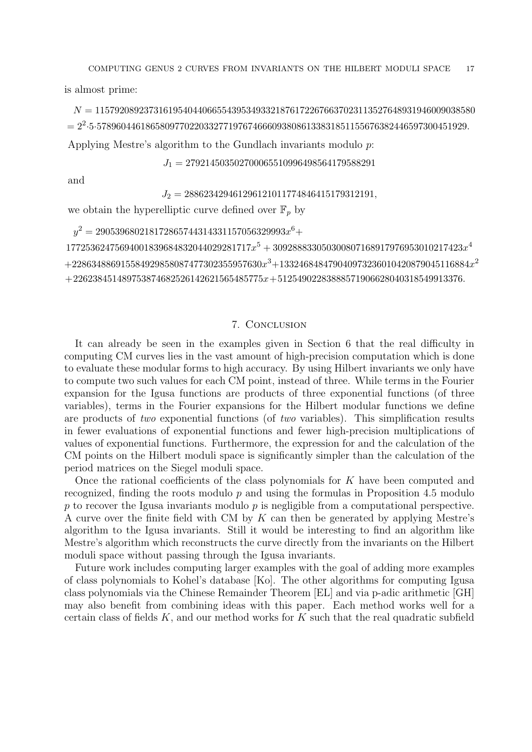is almost prime:

$$N = 115792089237316195404406655439534933218761722676637023113527648931946009038580$$
$$= 2^2 \cdot 5 \cdot 5789604461865809770220332771976746660938086133831851155676382446597300451929.$$

Applying Mestre's algorithm to the Gundlach invariants modulo $p$:

$$J_1 = 27921450350270006551099649856417958829 1$$

and

$$J_2 = 28862342946129612101177484641517931219 1,$$

we obtain the hyperelliptic curve defined over $\mathbb{F}_p$ by

$$y^2 = 29053968021817286574431433115705632999 3x^6 + 17725362475694001839684832044029281717x^5 + 30928883305030080716891797695301021742 3x^4 + 22863488691558492985808747730235595763 0x^3 + 13324684847904097323601042087904511688 4x^2 + 22623845148975387468252614262156548577 5x + 51254902283888571906628040318549913376.$$

## 7. Conclusion

It can already be seen in the examples given in Section 6 that the real difficulty in computing CM curves lies in the vast amount of high-precision computation which is done to evaluate these modular forms to high accuracy. By using Hilbert invariants we only have to compute two such values for each CM point, instead of three. While terms in the Fourier expansion for the Igusa functions are products of three exponential functions (of three variables), terms in the Fourier expansions for the Hilbert modular functions we define are products of *two* exponential functions (of *two* variables). This simplification results in fewer evaluations of exponential functions and fewer high-precision multiplications of values of exponential functions. Furthermore, the expression for and the calculation of the CM points on the Hilbert moduli space is significantly simpler than the calculation of the period matrices on the Siegel moduli space.

Once the rational coefficients of the class polynomials for $K$ have been computed and recognized, finding the roots modulo $p$ and using the formulas in Proposition 4.5 modulo $p$ to recover the Igusa invariants modulo $p$ is negligible from a computational perspective. A curve over the finite field with CM by $K$ can then be generated by applying Mestre's algorithm to the Igusa invariants. Still it would be interesting to find an algorithm like Mestre's algorithm which reconstructs the curve directly from the invariants on the Hilbert moduli space without passing through the Igusa invariants.

Future work includes computing larger examples with the goal of adding more examples of class polynomials to Kohel's database [Ko]. The other algorithms for computing Igusa class polynomials via the Chinese Remainder Theorem [EL] and via p-adic arithmetic [GH] may also benefit from combining ideas with this paper. Each method works well for a certain class of fields $K$, and our method works for $K$ such that the real quadratic subfield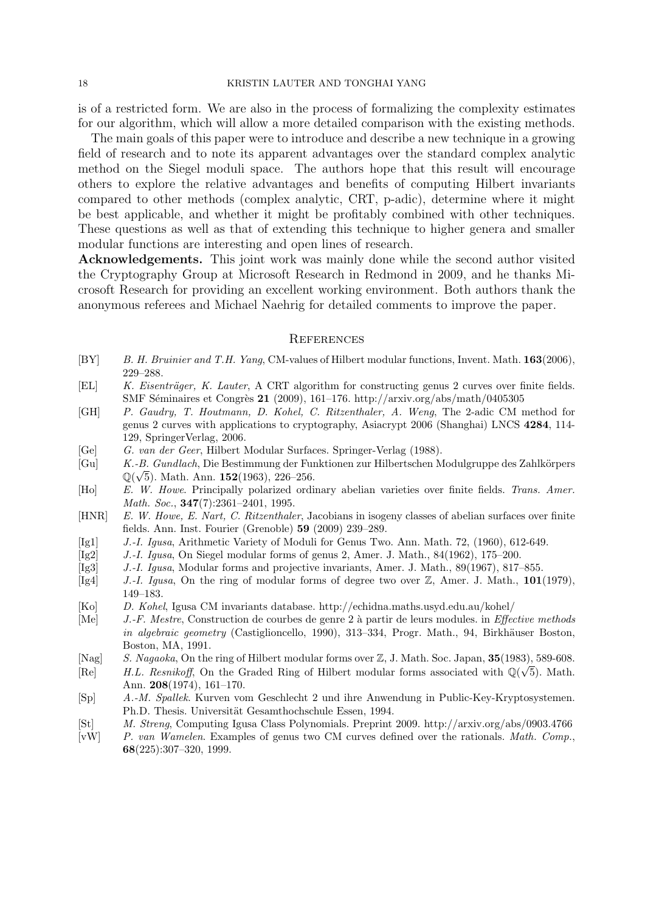is of a restricted form. We are also in the process of formalizing the complexity estimates for our algorithm, which will allow a more detailed comparison with the existing methods.

The main goals of this paper were to introduce and describe a new technique in a growing field of research and to note its apparent advantages over the standard complex analytic method on the Siegel moduli space. The authors hope that this result will encourage others to explore the relative advantages and benefits of computing Hilbert invariants compared to other methods (complex analytic, CRT, p-adic), determine where it might be best applicable, and whether it might be profitably combined with other techniques. These questions as well as that of extending this technique to higher genera and smaller modular functions are interesting and open lines of research.

**Acknowledgements.** This joint work was mainly done while the second author visited the Cryptography Group at Microsoft Research in Redmond in 2009, and he thanks Microsoft Research for providing an excellent working environment. Both authors thank the anonymous referees and Michael Naehrig for detailed comments to improve the paper.

## References

- [BY] *B. H. Bruinier and T.H. Yang*, CM-values of Hilbert modular functions, Invent. Math. **163**(2006), 229–288.
- [EL] *K. Eisenträger, K. Lauter*, A CRT algorithm for constructing genus 2 curves over finite fields. SMF Séminaires et Congrès **21** (2009), 161–176. http://arxiv.org/abs/math/0405305
- [GH] *P. Gaudry, T. Houtmann, D. Kohel, C. Ritzenthaler, A. Weng*, The 2-adic CM method for genus 2 curves with applications to cryptography, Asiacrypt 2006 (Shanghai) LNCS **4284**, 114-129, SpringerVerlag, 2006.
- [Ge] *G. van der Geer*, Hilbert Modular Surfaces. Springer-Verlag (1988).
- [Gu] *K.-B. Gundlach*, Die Bestimmung der Funktionen zur Hilbertschen Modulgruppe des Zahlkörpers $\mathbb{Q}(\sqrt{5})$. Math. Ann. **152**(1963), 226–256.
- [Ho] *E. W. Howe*. Principally polarized ordinary abelian varieties over finite fields. *Trans. Amer. Math. Soc.*, **347**(7):2361–2401, 1995.
- [HNR] *E. W. Howe, E. Nart, C. Ritzenthaler*, Jacobians in isogeny classes of abelian surfaces over finite fields. Ann. Inst. Fourier (Grenoble) **59** (2009) 239–289.
- [Ig1] *J.-I. Igusa*, Arithmetic Variety of Moduli for Genus Two. Ann. Math. 72, (1960), 612-649.
- [Ig2] *J.-I. Igusa*, On Siegel modular forms of genus 2, Amer. J. Math., 84(1962), 175–200.
- [Ig3] *J.-I. Igusa*, Modular forms and projective invariants, Amer. J. Math., 89(1967), 817–855.
- [Ig4] *J.-I. Igusa*, On the ring of modular forms of degree two over $\mathbb{Z}$, Amer. J. Math., **101**(1979), 149–183.
- [Ko] *D. Kohel*, Igusa CM invariants database. http://echidna.maths.usyd.edu.au/kohel/
- [Me] *J.-F. Mestre*, Construction de courbes de genre 2 à partir de leurs modules. in *Effective methods in algebraic geometry* (Castiglioncello, 1990), 313–334, Progr. Math., 94, Birkhäuser Boston, Boston, MA, 1991.
- [Nag] *S. Nagaoka*, On the ring of Hilbert modular forms over $\mathbb{Z}$, J. Math. Soc. Japan, **35**(1983), 589-608.
- [Re] *H.L. Resnikoff*, On the Graded Ring of Hilbert modular forms associated with $\mathbb{Q}(\sqrt{5})$. Math. Ann. **208**(1974), 161–170.
- [Sp] *A.-M. Spallek*. Kurven vom Geschlecht 2 und ihre Anwendung in Public-Key-Kryptosystemen. Ph.D. Thesis. Universität Gesamthochschule Essen, 1994.
- [St] *M. Streng*, Computing Igusa Class Polynomials. Preprint 2009. http://arxiv.org/abs/0903.4766
- [vW] *P. van Wamelen*. Examples of genus two CM curves defined over the rationals. *Math. Comp.*, **68**(225):307–320, 1999.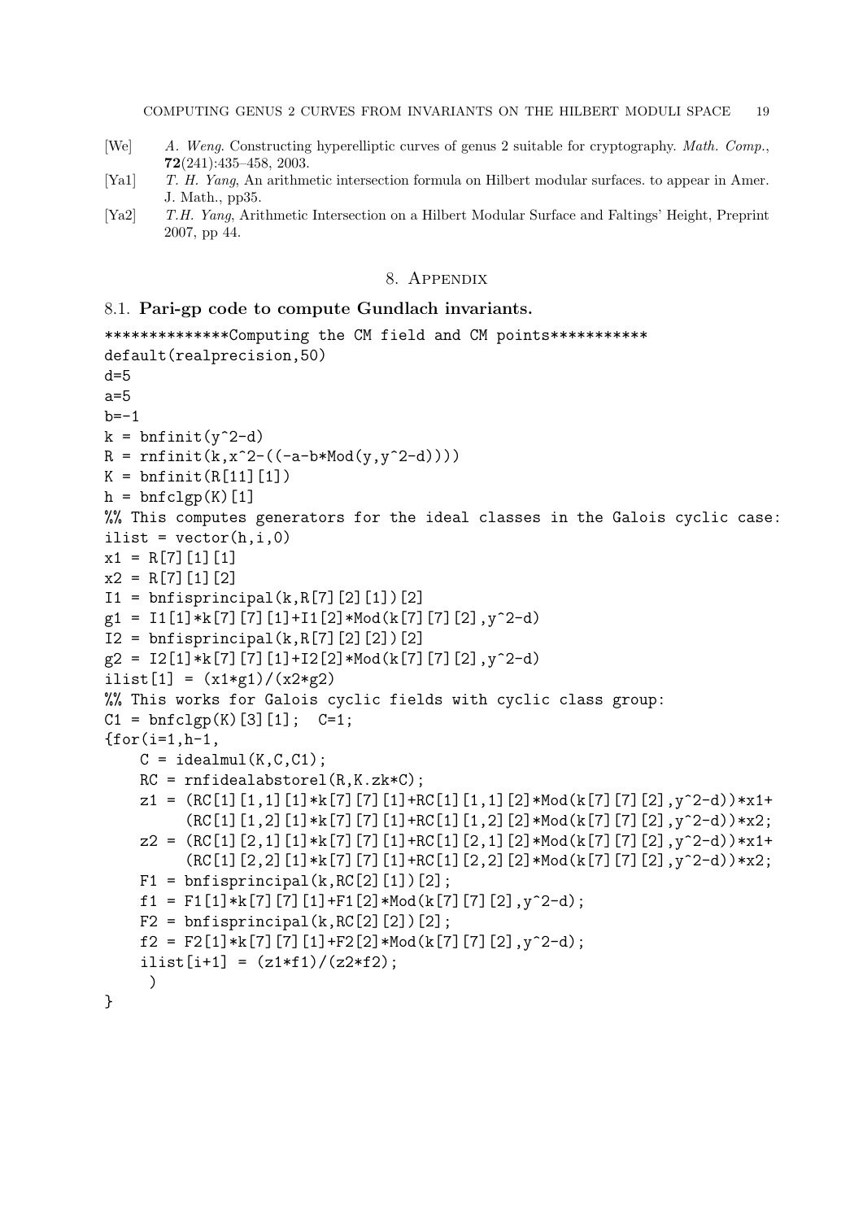[We] *A. Weng*. Constructing hyperelliptic curves of genus 2 suitable for cryptography. *Math. Comp.*, **72**(241):435–458, 2003.

[Ya1] *T. H. Yang*, An arithmetic intersection formula on Hilbert modular surfaces. to appear in Amer. J. Math., pp35.

[Ya2] *T.H. Yang*, Arithmetic Intersection on a Hilbert Modular Surface and Faltings' Height, Preprint 2007, pp 44.

# 8. Appendix

## 8.1. Pari-gp code to compute Gundlach invariants.

```
**************Computing the CM field and CM points***********
default(realprecision,50)
d=5
a=5
b=-1
k = bnfinit(y^2-d)
R = rnfinit(k,x^2-((-a-b*Mod(y,y^2-d))))
K = bnfinit(R[11][1])
h = bnfclgp(K)[1]
%% This computes generators for the ideal classes in the Galois cyclic case:
ilist = vector(h,i,0)
x1 = R[7][1][1]
x2 = R[7][1][2]
I1 = bnfisprincipal(k,R[7][2][1])[2]
g1 = I1[1]*k[7][7][1]+I1[2]*Mod(k[7][7][2],y^2-d)
I2 = bnfisprincipal(k,R[7][2][2])[2]
g2 = I2[1]*k[7][7][1]+I2[2]*Mod(k[7][7][2],y^2-d)
ilist[1] = (x1*g1)/(x2*g2)
%% This works for Galois cyclic fields with cyclic class group:
C1 = bnfclgp(K)[3][1];  C=1;
{for(i=1,h-1,
    C = idealmul(K,C,C1);
    RC = rnfidealabstorel(R,K.zk*C);
    z1 = (RC[1][1,1][1]*k[7][7][1]+RC[1][1,1][2]*Mod(k[7][7][2],y^2-d))*x1+
         (RC[1][1,2][1]*k[7][7][1]+RC[1][1,2][2]*Mod(k[7][7][2],y^2-d))*x2;
    z2 = (RC[1][2,1][1]*k[7][7][1]+RC[1][2,1][2]*Mod(k[7][7][2],y^2-d))*x1+
         (RC[1][2,2][1]*k[7][7][1]+RC[1][2,2][2]*Mod(k[7][7][2],y^2-d))*x2;
    F1 = bnfisprincipal(k,RC[2][1])[2];
    f1 = F1[1]*k[7][7][1]+F1[2]*Mod(k[7][7][2],y^2-d);
    F2 = bnfisprincipal(k,RC[2][2])[2];
    f2 = F2[1]*k[7][7][1]+F2[2]*Mod(k[7][7][2],y^2-d);
    ilist[i+1] = (z1*f1)/(z2*f2);
     )
}
```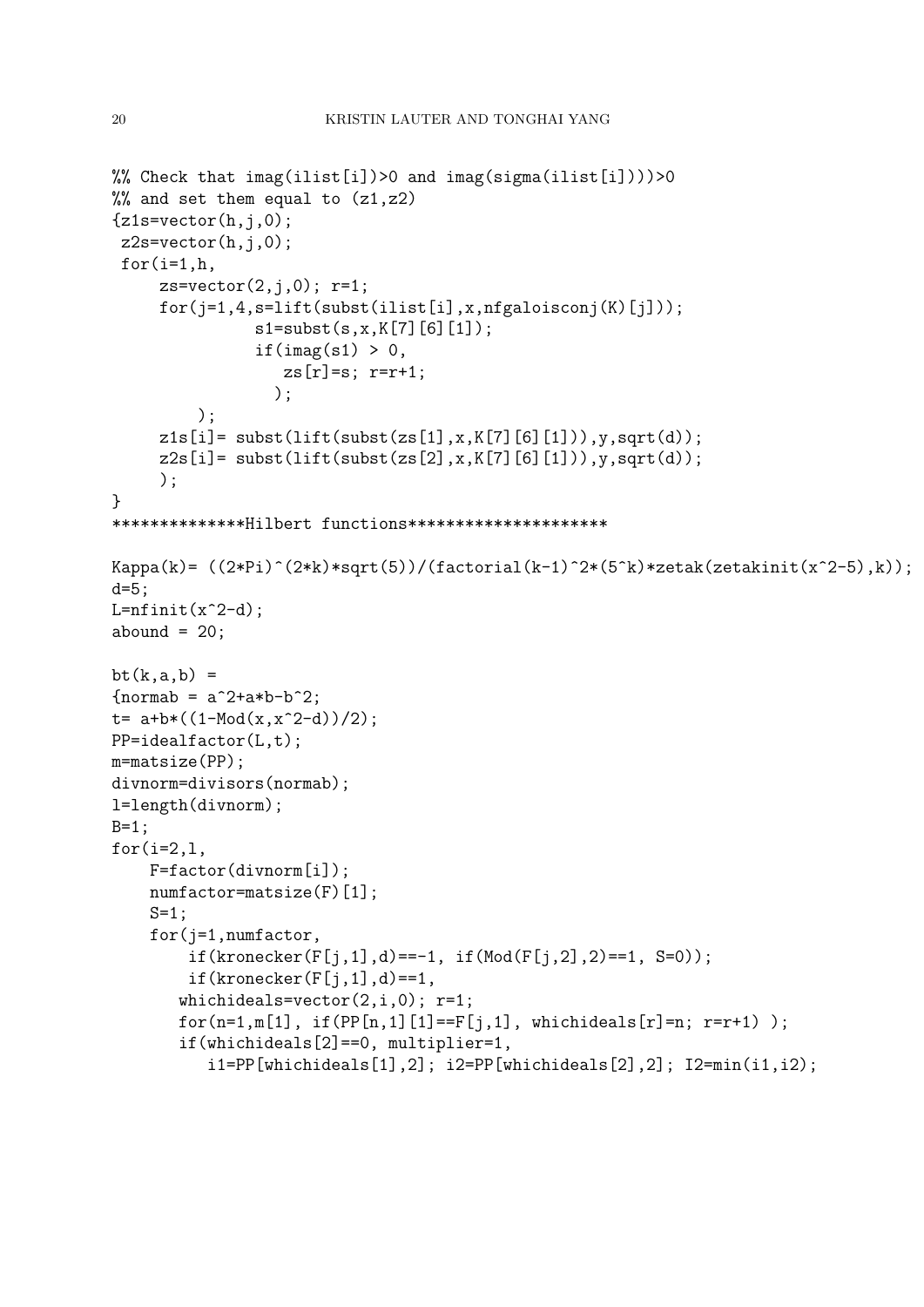```
%% Check that imag(ilist[i])>0 and imag(sigma(ilist[i])))>0
%% and set them equal to (z1,z2)
{z1s=vector(h,j,0);
 z2s=vector(h,j,0);
 for(i=1,h,
     zs=vector(2,j,0); r=1;
     for(j=1,4,s=lift(subst(ilist[i],x,nfgaloisconj(K)[j]));
              s1=subst(s,x,K[7][6][1]);
              if(imag(s1) > 0,
                 zs[r]=s; r=r+1;
                );
        );
     z1s[i]= subst(lift(subst(zs[1],x,K[7][6][1])),y,sqrt(d));
     z2s[i]= subst(lift(subst(zs[2],x,K[7][6][1])),y,sqrt(d));
     );
}
**************Hilbert functions*********************

Kappa(k)= ((2*Pi)^(2*k)*sqrt(5))/(factorial(k-1)^2*(5^k)*zetak(zetakinit(x^2-5),k));
d=5;
L=nfinit(x^2-d);
abound = 20;

bt(k,a,b) =
{normab = a^2+a*b-b^2;
t= a+b*((1-Mod(x,x^2-d))/2);
PP=idealfactor(L,t);
m=matsize(PP);
divnorm=divisors(normab);
l=length(divnorm);
B=1;
for(i=2,l,
    F=factor(divnorm[i]);
    numfactor=matsize(F)[1];
    S=1;
    for(j=1,numfactor,
        if(kronecker(F[j,1],d)==-1, if(Mod(F[j,2],2)==1, S=0));
        if(kronecker(F[j,1],d)==1,
       whichideals=vector(2,i,0); r=1;
       for(n=1,m[1], if(PP[n,1][1]==F[j,1], whichideals[r]=n; r=r+1) );
       if(whichideals[2]==0, multiplier=1,
          i1=PP[whichideals[1],2]; i2=PP[whichideals[2],2]; I2=min(i1,i2);
```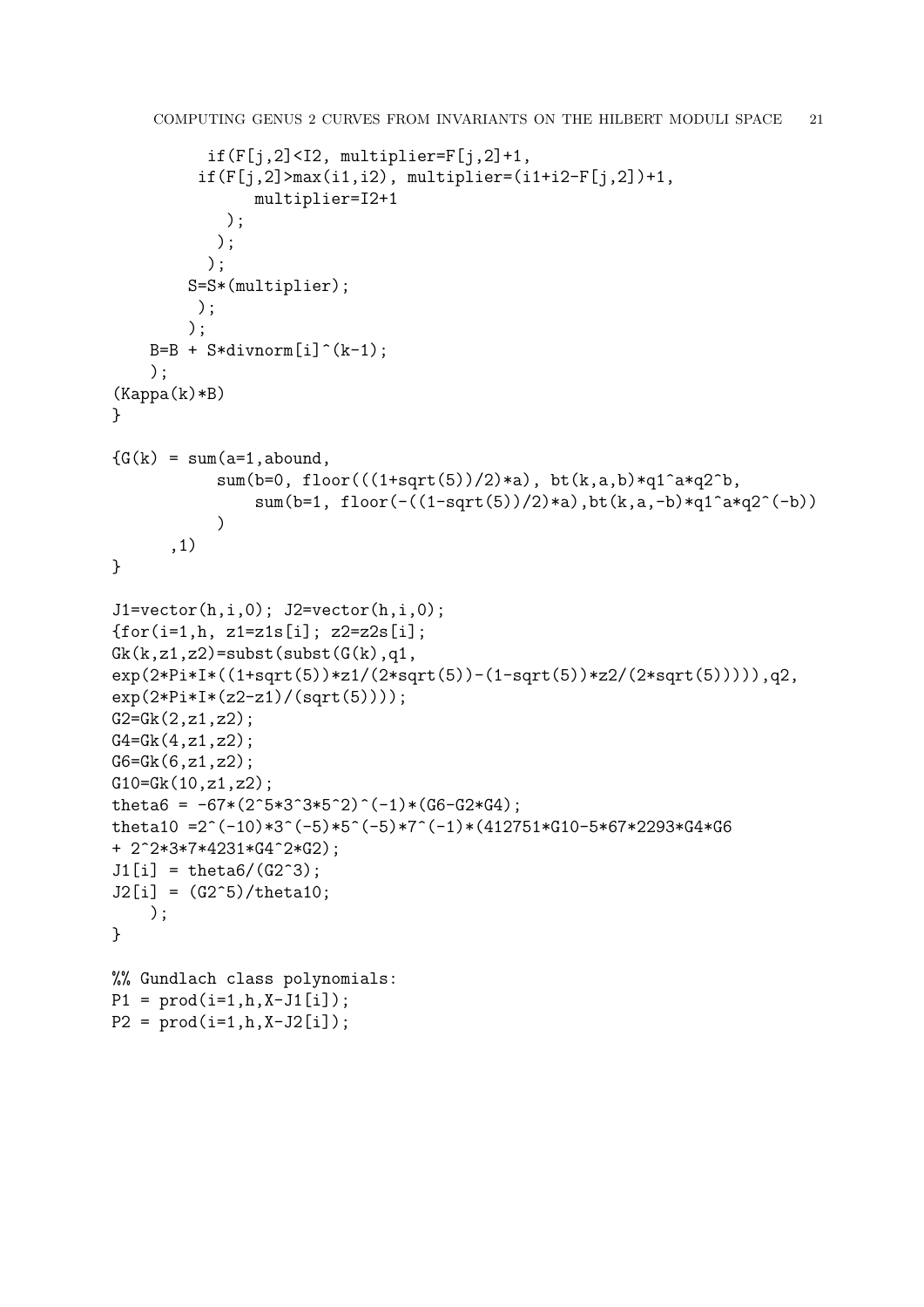```
          if(F[j,2]<I2, multiplier=F[j,2]+1,
         if(F[j,2]>max(i1,i2), multiplier=(i1+i2-F[j,2])+1,
              multiplier=I2+1
           );
          );
         );
       S=S*(multiplier);
        );
       );
    B=B + S*divnorm[i]^(k-1);
    );
(Kappa(k)*B)
}

{G(k) = sum(a=1,abound,
          sum(b=0, floor(((1+sqrt(5))/2)*a), bt(k,a,b)*q1^a*q2^b,
              sum(b=1, floor(-((1-sqrt(5))/2)*a),bt(k,a,-b)*q1^a*q2^(-b))
          )
      ,1)
}

J1=vector(h,i,0); J2=vector(h,i,0);
{for(i=1,h, z1=z1s[i]; z2=z2s[i];
Gk(k,z1,z2)=subst(subst(G(k),q1,
exp(2*Pi*I*((1+sqrt(5))*z1/(2*sqrt(5))-(1-sqrt(5))*z2/(2*sqrt(5))))),q2,
exp(2*Pi*I*(z2-z1)/(sqrt(5))));
G2=Gk(2,z1,z2);
G4=Gk(4,z1,z2);
G6=Gk(6,z1,z2);
G10=Gk(10,z1,z2);
theta6 = -67*(2^5*3^3*5^2)^(-1)*(G6-G2*G4);
theta10 =2^(-10)*3^(-5)*5^(-5)*7^(-1)*(412751*G10-5*67*2293*G4*G6
+ 2^2*3*7*4231*G4^2*G2);
J1[i] = theta6/(G2^3);
J2[i] = (G2^5)/theta10;
    );
}

%% Gundlach class polynomials:
P1 = prod(i=1,h,X-J1[i]);
P2 = prod(i=1,h,X-J2[i]);
```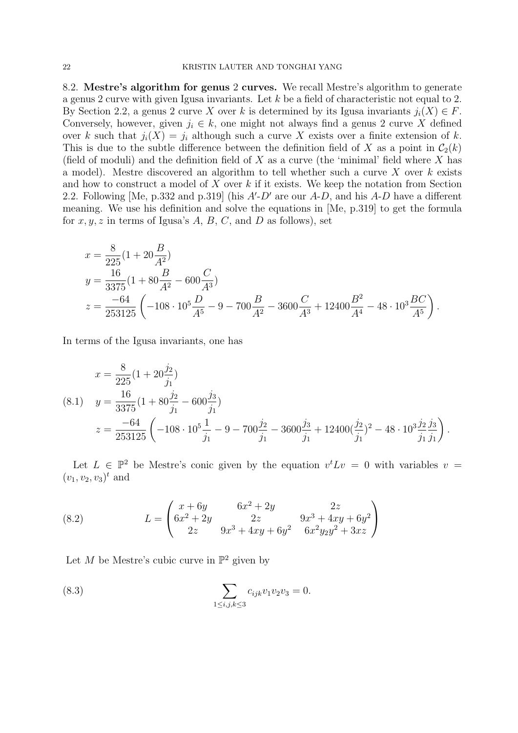8.2. **Mestre's algorithm for genus 2 curves.** We recall Mestre's algorithm to generate a genus 2 curve with given Igusa invariants. Let $k$ be a field of characteristic not equal to 2. By Section 2.2, a genus 2 curve $X$ over $k$ is determined by its Igusa invariants $j_i(X) \in F$. Conversely, however, given $j_i \in k$, one might not always find a genus 2 curve $X$ defined over $k$ such that $j_i(X) = j_i$ although such a curve $X$ exists over a finite extension of $k$. This is due to the subtle difference between the definition field of $X$ as a point in $\mathcal{C}_2(k)$ (field of moduli) and the definition field of $X$ as a curve (the 'minimal' field where $X$ has a model). Mestre discovered an algorithm to tell whether such a curve $X$ over $k$ exists and how to construct a model of $X$ over $k$ if it exists. We keep the notation from Section 2.2. Following [Me, p.332 and p.319] (his $A'$-$D'$ are our $A$-$D$, and his $A$-$D$ have a different meaning. We use his definition and solve the equations in [Me, p.319] to get the formula for $x, y, z$ in terms of Igusa's $A$, $B$, $C$, and $D$ as follows), set

$$
\begin{aligned}
x &= \frac{8}{225}(1 + 20\frac{B}{A^2}) \\
y &= \frac{16}{3375}(1 + 80\frac{B}{A^2} - 600\frac{C}{A^3}) \\
z &= \frac{-64}{253125}\left(-108 \cdot 10^5 \frac{D}{A^5} - 9 - 700\frac{B}{A^2} - 3600\frac{C}{A^3} + 12400\frac{B^2}{A^4} - 48 \cdot 10^3 \frac{BC}{A^5}\right).
\end{aligned}
$$

In terms of the Igusa invariants, one has

$$
\begin{aligned}
x &= \frac{8}{225}(1 + 20\frac{j_2}{j_1}) \\
y &= \frac{16}{3375}(1 + 80\frac{j_2}{j_1} - 600\frac{j_3}{j_1}) \\
z &= \frac{-64}{253125}\left(-108 \cdot 10^5 \frac{1}{j_1} - 9 - 700\frac{j_2}{j_1} - 3600\frac{j_3}{j_1} + 12400(\frac{j_2}{j_1})^2 - 48 \cdot 10^3 \frac{j_2}{j_1}\frac{j_3}{j_1}\right).
\end{aligned}
\tag{8.1}
$$

Let $L \in \mathbb{P}^2$ be Mestre's conic given by the equation $v^t L v = 0$ with variables $v = (v_1, v_2, v_3)^t$ and

$$
L = \begin{pmatrix} x + 6y & 6x^2 + 2y & 2z \\ 6x^2 + 2y & 2z & 9x^3 + 4xy + 6y^2 \\ 2z & 9x^3 + 4xy + 6y^2 & 6x^2 y_2 y^2 + 3xz \end{pmatrix}
\tag{8.2}
$$

Let $M$ be Mestre's cubic curve in $\mathbb{P}^2$ given by

$$
\sum_{1 \le i,j,k \le 3} c_{ijk} v_1 v_2 v_3 = 0.
\tag{8.3}
$$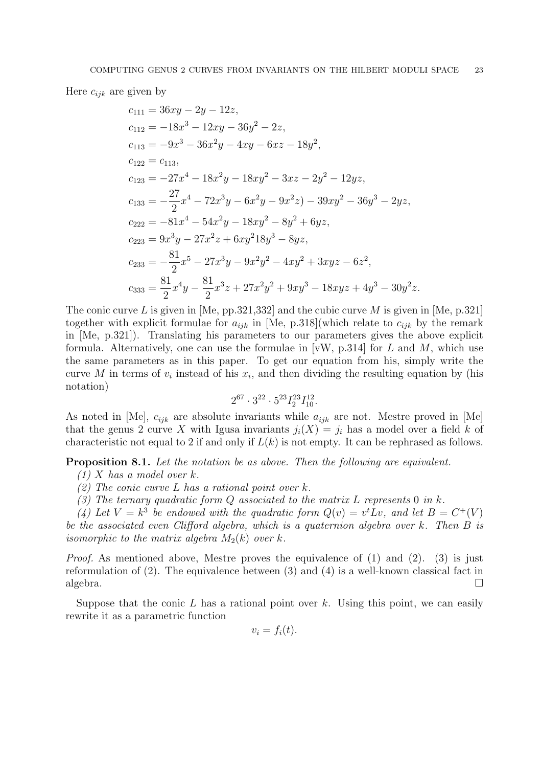Here $c_{ijk}$ are given by

$$
\begin{aligned}
c_{111} &= 36xy - 2y - 12z, \\
c_{112} &= -18x^3 - 12xy - 36y^2 - 2z, \\
c_{113} &= -9x^3 - 36x^2y - 4xy - 6xz - 18y^2, \\
c_{122} &= c_{113}, \\
c_{123} &= -27x^4 - 18x^2y - 18xy^2 - 3xz - 2y^2 - 12yz, \\
c_{133} &= -\frac{27}{2}x^4 - 72x^3y - 6x^2y - 9x^2z) - 39xy^2 - 36y^3 - 2yz, \\
c_{222} &= -81x^4 - 54x^2y - 18xy^2 - 8y^2 + 6yz, \\
c_{223} &= 9x^3y - 27x^2z + 6xy^2 18y^3 - 8yz, \\
c_{233} &= -\frac{81}{2}x^5 - 27x^3y - 9x^2y^2 - 4xy^2 + 3xyz - 6z^2, \\
c_{333} &= \frac{81}{2}x^4y - \frac{81}{2}x^3z + 27x^2y^2 + 9xy^3 - 18xyz + 4y^3 - 30y^2z.
\end{aligned}
$$

The conic curve $L$ is given in [Me, pp.321,332] and the cubic curve $M$ is given in [Me, p.321] together with explicit formulae for $a_{ijk}$ in [Me, p.318](which relate to $c_{ijk}$ by the remark in [Me, p.321]). Translating his parameters to our parameters gives the above explicit formula. Alternatively, one can use the formulae in [vW, p.314] for $L$ and $M$, which use the same parameters as in this paper. To get our equation from his, simply write the curve $M$ in terms of $v_i$ instead of his $x_i$, and then dividing the resulting equation by (his notation)

$$2^{67} \cdot 3^{22} \cdot 5^{23} I_2^{23} I_{10}^{12}.$$

As noted in [Me], $c_{ijk}$ are absolute invariants while $a_{ijk}$ are not. Mestre proved in [Me] that the genus 2 curve $X$ with Igusa invariants $j_i(X) = j_i$ has a model over a field $k$ of characteristic not equal to 2 if and only if $L(k)$ is not empty. It can be rephrased as follows.

**Proposition 8.1.** *Let the notation be as above. Then the following are equivalent.*

*(1) $X$ has a model over $k$.*

*(2) The conic curve $L$ has a rational point over $k$.*

*(3) The ternary quadratic form $Q$ associated to the matrix $L$ represents 0 in $k$.*

*(4) Let $V = k^3$ be endowed with the quadratic form $Q(v) = v^t L v$, and let $B = C^+(V)$ be the associated even Clifford algebra, which is a quaternion algebra over $k$. Then $B$ is isomorphic to the matrix algebra $M_2(k)$ over $k$.*

*Proof.* As mentioned above, Mestre proves the equivalence of (1) and (2). (3) is just reformulation of (2). The equivalence between (3) and (4) is a well-known classical fact in algebra. $\square$

Suppose that the conic $L$ has a rational point over $k$. Using this point, we can easily rewrite it as a parametric function

$$v_i = f_i(t).$$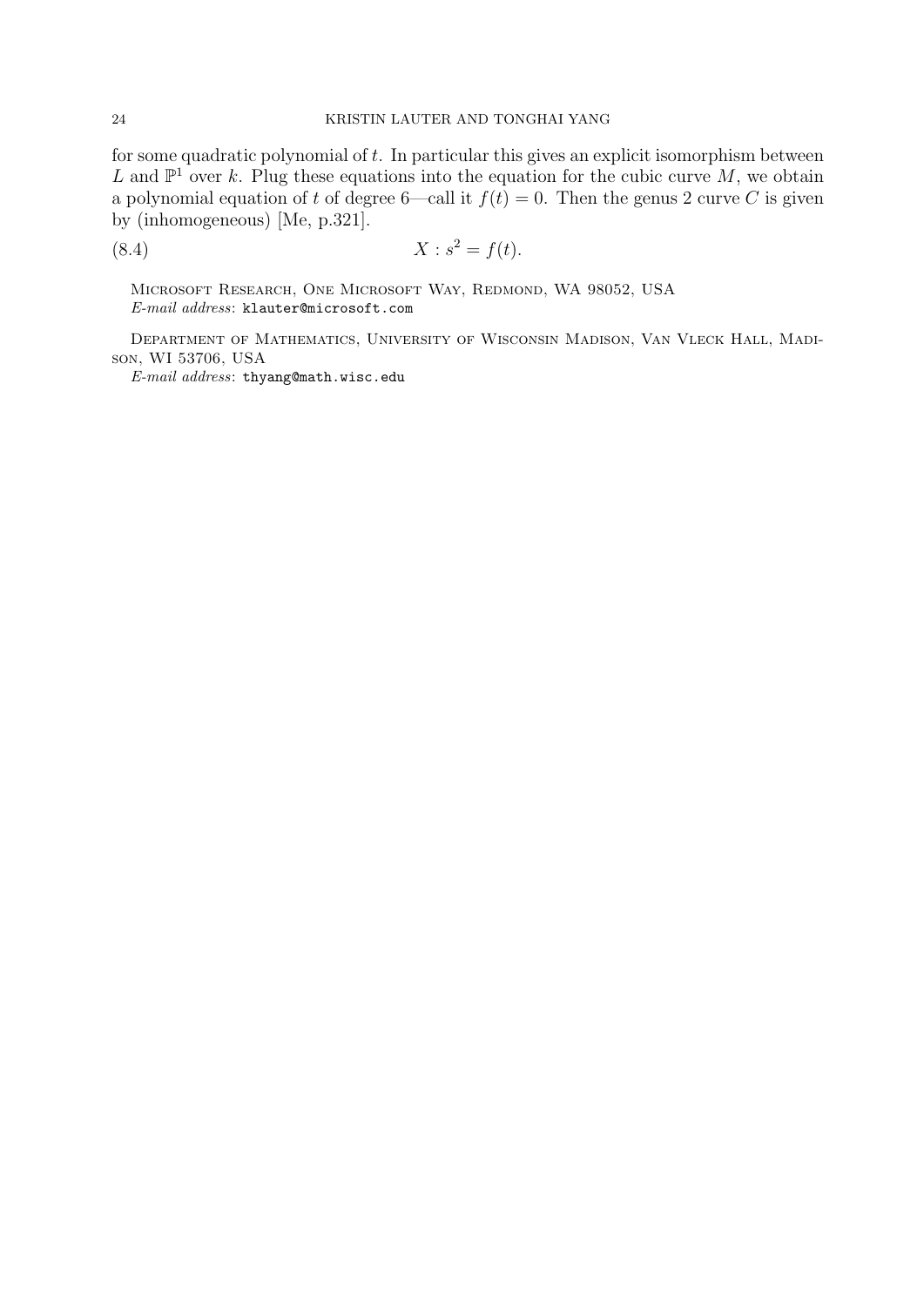for some quadratic polynomial of $t$. In particular this gives an explicit isomorphism between $L$ and $\mathbb{P}^1$ over $k$. Plug these equations into the equation for the cubic curve $M$, we obtain a polynomial equation of $t$ of degree 6—call it $f(t) = 0$. Then the genus 2 curve $C$ is given by (inhomogeneous) [Me, p.321].

$$X : s^2 = f(t). \tag{8.4}$$

Microsoft Research, One Microsoft Way, Redmond, WA 98052, USA
*E-mail address*: klauter@microsoft.com

Department of Mathematics, University of Wisconsin Madison, Van Vleck Hall, Madison, WI 53706, USA
*E-mail address*: thyang@math.wisc.edu